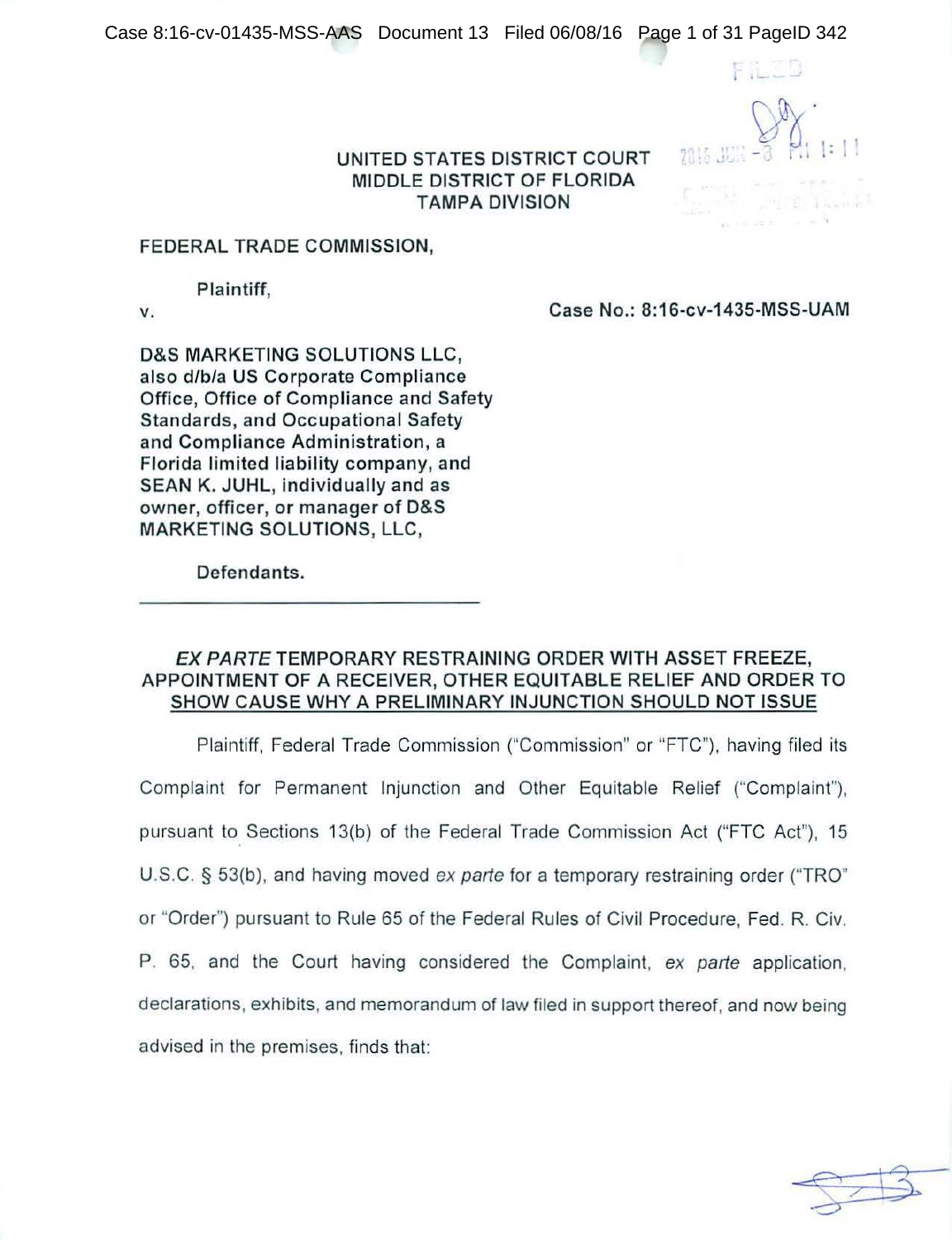UNITED STATES DISTRICT COURT
MIDDLE DISTRICT OF FLORIDA
TAMPA DIVISION

FEDERAL TRADE COMMISSION,

Plaintiff,

v.

Case No.: 8:16-cv-1435-MSS-UAM

D&S MARKETING SOLUTIONS LLC, also d/b/a US Corporate Compliance Office, Office of Compliance and Safety Standards, and Occupational Safety and Compliance Administration, a Florida limited liability company, and SEAN K. JUHL, individually and as owner, officer, or manager of D&S MARKETING SOLUTIONS, LLC,

Defendants.

---

## *EX PARTE* TEMPORARY RESTRAINING ORDER WITH ASSET FREEZE, APPOINTMENT OF A RECEIVER, OTHER EQUITABLE RELIEF AND ORDER TO SHOW CAUSE WHY A PRELIMINARY INJUNCTION SHOULD NOT ISSUE

Plaintiff, Federal Trade Commission ("Commission" or "FTC"), having filed its Complaint for Permanent Injunction and Other Equitable Relief ("Complaint"), pursuant to Sections 13(b) of the Federal Trade Commission Act ("FTC Act"), 15 U.S.C. § 53(b), and having moved *ex parte* for a temporary restraining order ("TRO" or "Order") pursuant to Rule 65 of the Federal Rules of Civil Procedure, Fed. R. Civ. P. 65, and the Court having considered the Complaint, *ex parte* application, declarations, exhibits, and memorandum of law filed in support thereof, and now being advised in the premises, finds that: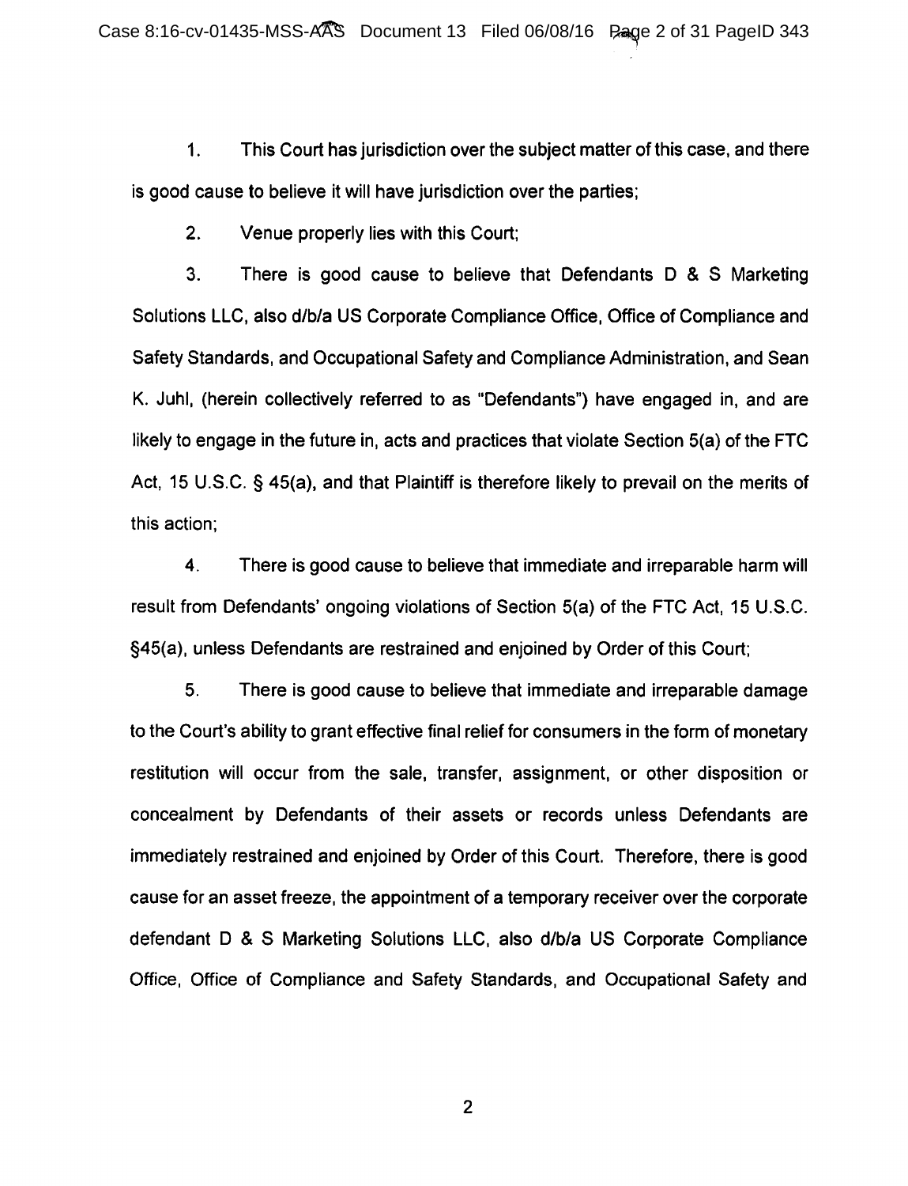1. This Court has jurisdiction over the subject matter of this case, and there is good cause to believe it will have jurisdiction over the parties;

2. Venue properly lies with this Court;

3. There is good cause to believe that Defendants D & S Marketing Solutions LLC, also d/b/a US Corporate Compliance Office, Office of Compliance and Safety Standards, and Occupational Safety and Compliance Administration, and Sean K. Juhl, (herein collectively referred to as "Defendants") have engaged in, and are likely to engage in the future in, acts and practices that violate Section 5(a) of the FTC Act, 15 U.S.C. § 45(a), and that Plaintiff is therefore likely to prevail on the merits of this action;

4. There is good cause to believe that immediate and irreparable harm will result from Defendants' ongoing violations of Section 5(a) of the FTC Act, 15 U.S.C. §45(a), unless Defendants are restrained and enjoined by Order of this Court;

5. There is good cause to believe that immediate and irreparable damage to the Court's ability to grant effective final relief for consumers in the form of monetary restitution will occur from the sale, transfer, assignment, or other disposition or concealment by Defendants of their assets or records unless Defendants are immediately restrained and enjoined by Order of this Court. Therefore, there is good cause for an asset freeze, the appointment of a temporary receiver over the corporate defendant D & S Marketing Solutions LLC, also d/b/a US Corporate Compliance Office, Office of Compliance and Safety Standards, and Occupational Safety and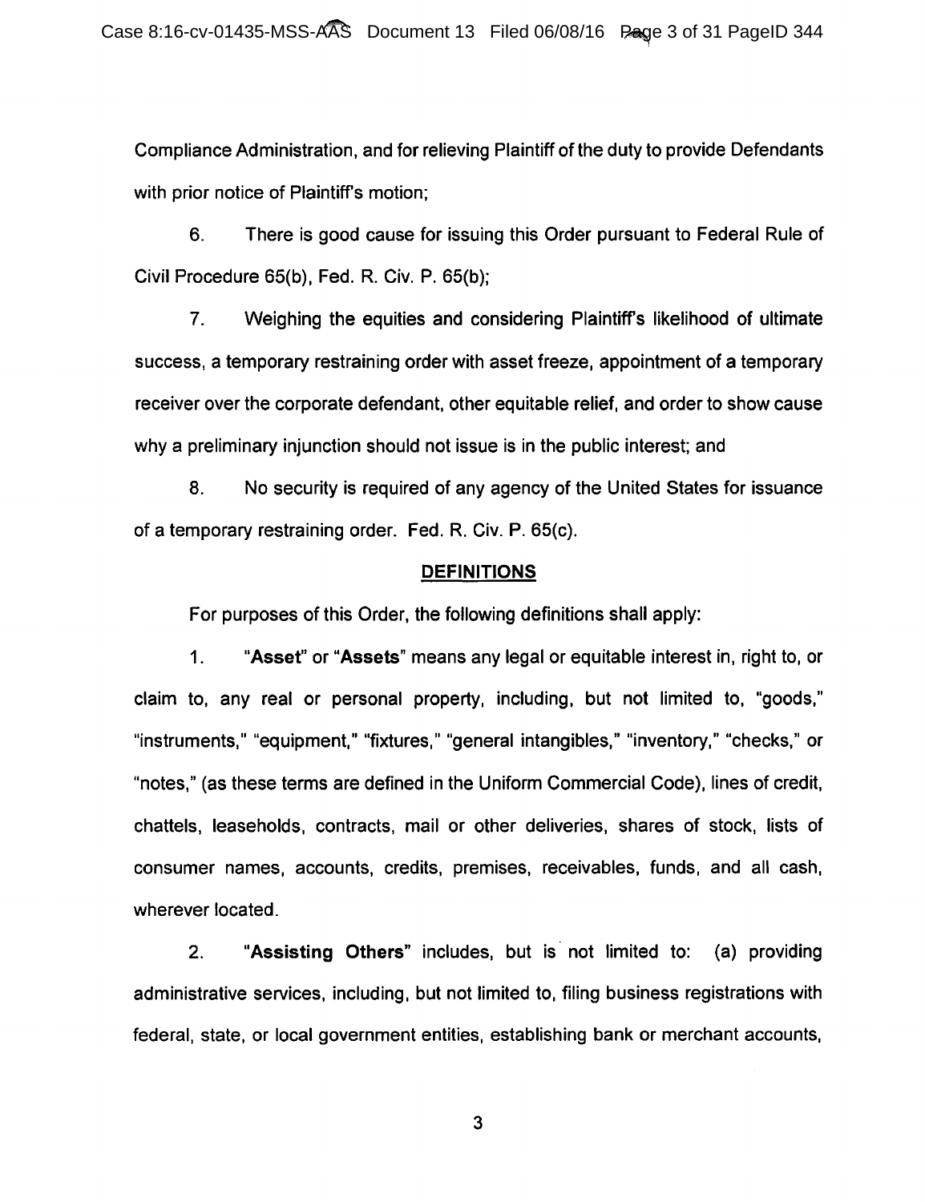Compliance Administration, and for relieving Plaintiff of the duty to provide Defendants with prior notice of Plaintiff's motion;

6. There is good cause for issuing this Order pursuant to Federal Rule of Civil Procedure 65(b), Fed. R. Civ. P. 65(b);

7. Weighing the equities and considering Plaintiff's likelihood of ultimate success, a temporary restraining order with asset freeze, appointment of a temporary receiver over the corporate defendant, other equitable relief, and order to show cause why a preliminary injunction should not issue is in the public interest; and

8. No security is required of any agency of the United States for issuance of a temporary restraining order. Fed. R. Civ. P. 65(c).

## DEFINITIONS

For purposes of this Order, the following definitions shall apply:

1. "**Asset**" or "**Assets**" means any legal or equitable interest in, right to, or claim to, any real or personal property, including, but not limited to, "goods," "instruments," "equipment," "fixtures," "general intangibles," "inventory," "checks," or "notes," (as these terms are defined in the Uniform Commercial Code), lines of credit, chattels, leaseholds, contracts, mail or other deliveries, shares of stock, lists of consumer names, accounts, credits, premises, receivables, funds, and all cash, wherever located.

2. "**Assisting Others**" includes, but is not limited to: (a) providing administrative services, including, but not limited to, filing business registrations with federal, state, or local government entities, establishing bank or merchant accounts,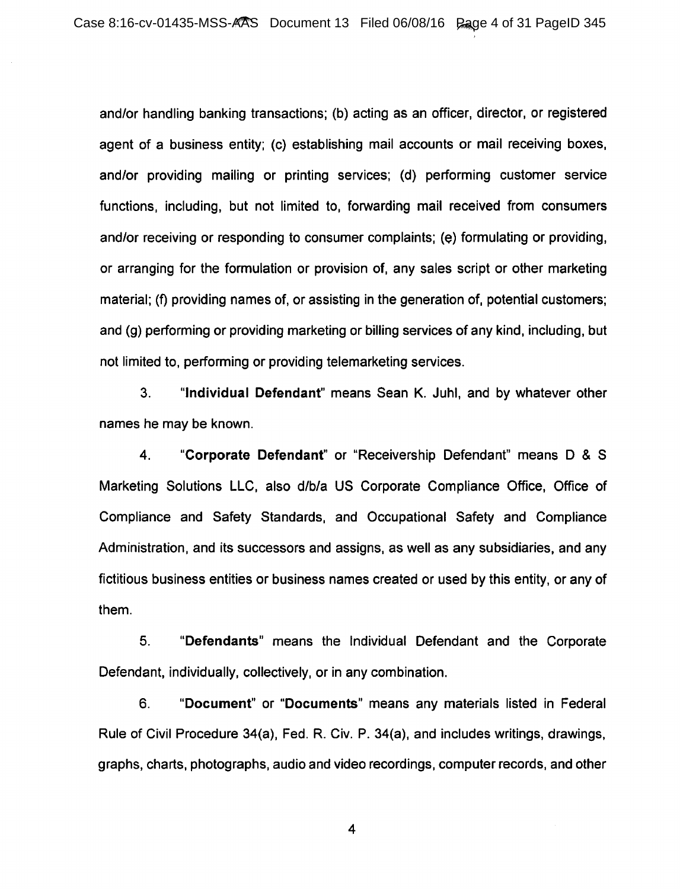and/or handling banking transactions; (b) acting as an officer, director, or registered agent of a business entity; (c) establishing mail accounts or mail receiving boxes, and/or providing mailing or printing services; (d) performing customer service functions, including, but not limited to, forwarding mail received from consumers and/or receiving or responding to consumer complaints; (e) formulating or providing, or arranging for the formulation or provision of, any sales script or other marketing material; (f) providing names of, or assisting in the generation of, potential customers; and (g) performing or providing marketing or billing services of any kind, including, but not limited to, performing or providing telemarketing services.

3. "**Individual Defendant**" means Sean K. Juhl, and by whatever other names he may be known.

4. "**Corporate Defendant**" or "Receivership Defendant" means D & S Marketing Solutions LLC, also d/b/a US Corporate Compliance Office, Office of Compliance and Safety Standards, and Occupational Safety and Compliance Administration, and its successors and assigns, as well as any subsidiaries, and any fictitious business entities or business names created or used by this entity, or any of them.

5. "**Defendants**" means the Individual Defendant and the Corporate Defendant, individually, collectively, or in any combination.

6. "**Document**" or "**Documents**" means any materials listed in Federal Rule of Civil Procedure 34(a), Fed. R. Civ. P. 34(a), and includes writings, drawings, graphs, charts, photographs, audio and video recordings, computer records, and other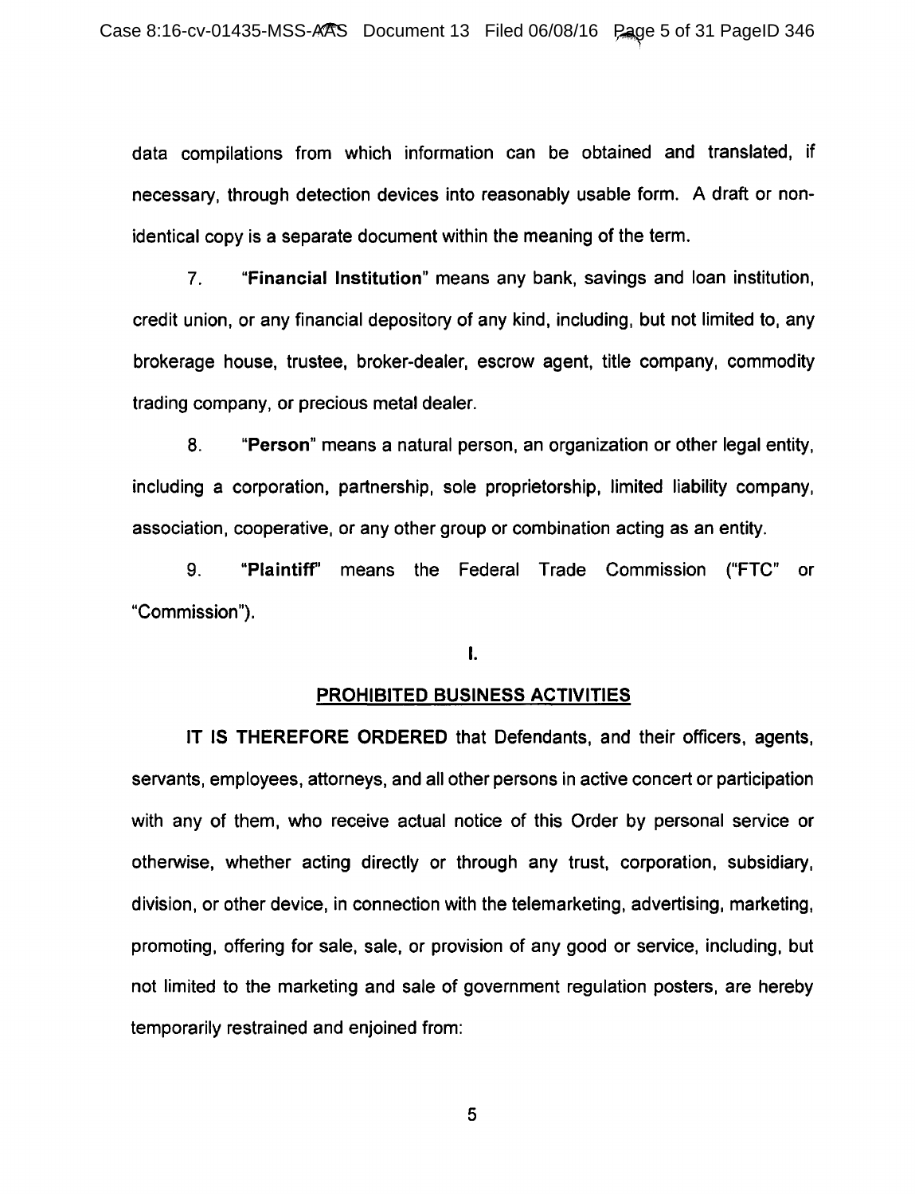data compilations from which information can be obtained and translated, if necessary, through detection devices into reasonably usable form. A draft or non-identical copy is a separate document within the meaning of the term.

7. "**Financial Institution**" means any bank, savings and loan institution, credit union, or any financial depository of any kind, including, but not limited to, any brokerage house, trustee, broker-dealer, escrow agent, title company, commodity trading company, or precious metal dealer.

8. "**Person**" means a natural person, an organization or other legal entity, including a corporation, partnership, sole proprietorship, limited liability company, association, cooperative, or any other group or combination acting as an entity.

9. "**Plaintiff**" means the Federal Trade Commission ("FTC" or "Commission").

## I.

## PROHIBITED BUSINESS ACTIVITIES

**IT IS THEREFORE ORDERED** that Defendants, and their officers, agents, servants, employees, attorneys, and all other persons in active concert or participation with any of them, who receive actual notice of this Order by personal service or otherwise, whether acting directly or through any trust, corporation, subsidiary, division, or other device, in connection with the telemarketing, advertising, marketing, promoting, offering for sale, sale, or provision of any good or service, including, but not limited to the marketing and sale of government regulation posters, are hereby temporarily restrained and enjoined from: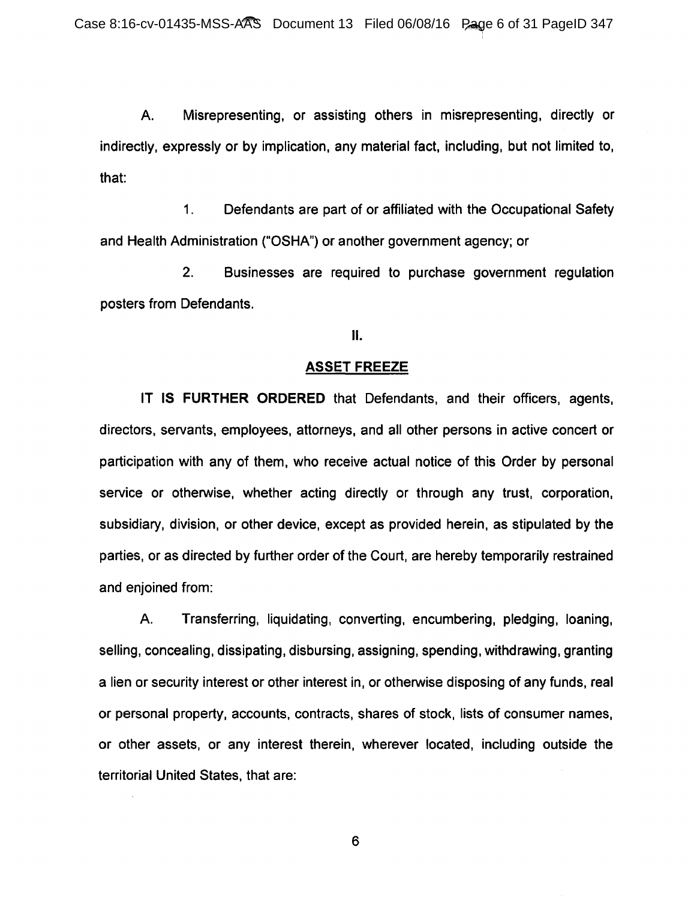A. Misrepresenting, or assisting others in misrepresenting, directly or indirectly, expressly or by implication, any material fact, including, but not limited to, that:

1. Defendants are part of or affiliated with the Occupational Safety and Health Administration ("OSHA") or another government agency; or

2. Businesses are required to purchase government regulation posters from Defendants.

## II.

## ASSET FREEZE

**IT IS FURTHER ORDERED** that Defendants, and their officers, agents, directors, servants, employees, attorneys, and all other persons in active concert or participation with any of them, who receive actual notice of this Order by personal service or otherwise, whether acting directly or through any trust, corporation, subsidiary, division, or other device, except as provided herein, as stipulated by the parties, or as directed by further order of the Court, are hereby temporarily restrained and enjoined from:

A. Transferring, liquidating, converting, encumbering, pledging, loaning, selling, concealing, dissipating, disbursing, assigning, spending, withdrawing, granting a lien or security interest or other interest in, or otherwise disposing of any funds, real or personal property, accounts, contracts, shares of stock, lists of consumer names, or other assets, or any interest therein, wherever located, including outside the territorial United States, that are: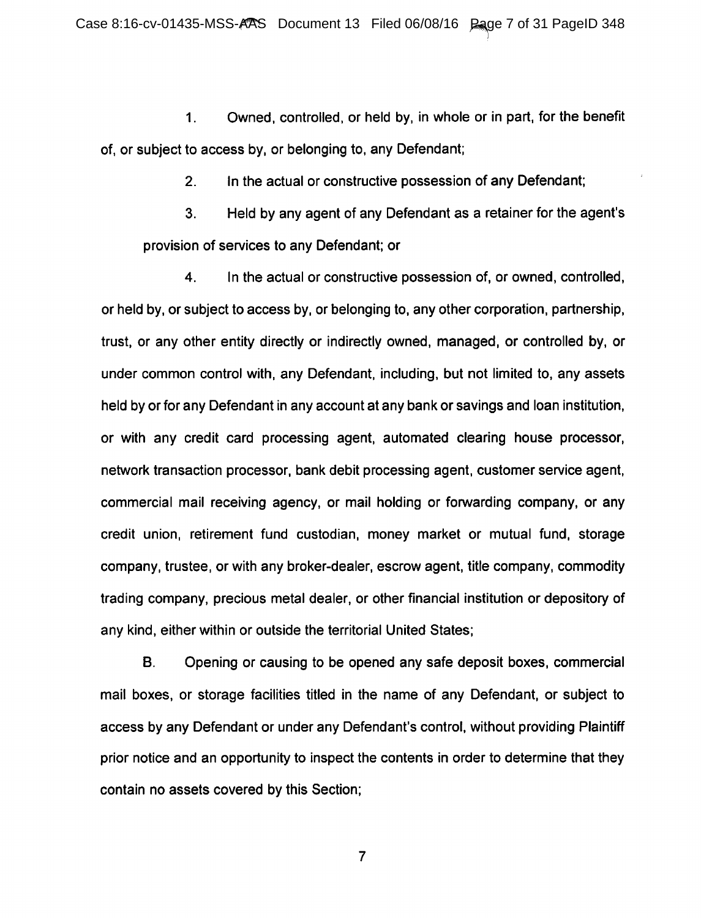1. Owned, controlled, or held by, in whole or in part, for the benefit of, or subject to access by, or belonging to, any Defendant;

2. In the actual or constructive possession of any Defendant;

3. Held by any agent of any Defendant as a retainer for the agent's provision of services to any Defendant; or

4. In the actual or constructive possession of, or owned, controlled, or held by, or subject to access by, or belonging to, any other corporation, partnership, trust, or any other entity directly or indirectly owned, managed, or controlled by, or under common control with, any Defendant, including, but not limited to, any assets held by or for any Defendant in any account at any bank or savings and loan institution, or with any credit card processing agent, automated clearing house processor, network transaction processor, bank debit processing agent, customer service agent, commercial mail receiving agency, or mail holding or forwarding company, or any credit union, retirement fund custodian, money market or mutual fund, storage company, trustee, or with any broker-dealer, escrow agent, title company, commodity trading company, precious metal dealer, or other financial institution or depository of any kind, either within or outside the territorial United States;

B. Opening or causing to be opened any safe deposit boxes, commercial mail boxes, or storage facilities titled in the name of any Defendant, or subject to access by any Defendant or under any Defendant's control, without providing Plaintiff prior notice and an opportunity to inspect the contents in order to determine that they contain no assets covered by this Section;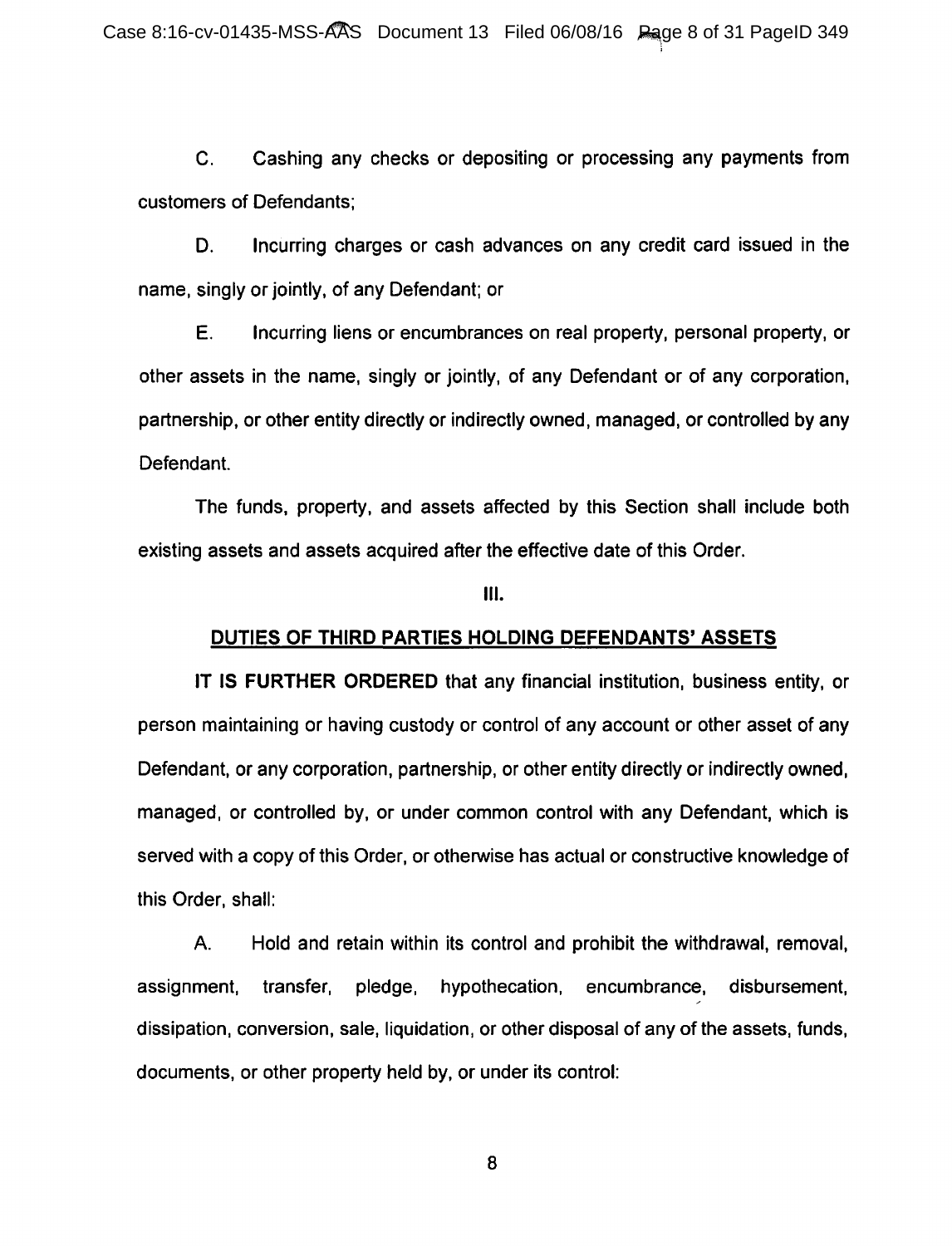C. Cashing any checks or depositing or processing any payments from customers of Defendants;

D. Incurring charges or cash advances on any credit card issued in the name, singly or jointly, of any Defendant; or

E. Incurring liens or encumbrances on real property, personal property, or other assets in the name, singly or jointly, of any Defendant or of any corporation, partnership, or other entity directly or indirectly owned, managed, or controlled by any Defendant.

The funds, property, and assets affected by this Section shall include both existing assets and assets acquired after the effective date of this Order.

## III.

## DUTIES OF THIRD PARTIES HOLDING DEFENDANTS' ASSETS

**IT IS FURTHER ORDERED** that any financial institution, business entity, or person maintaining or having custody or control of any account or other asset of any Defendant, or any corporation, partnership, or other entity directly or indirectly owned, managed, or controlled by, or under common control with any Defendant, which is served with a copy of this Order, or otherwise has actual or constructive knowledge of this Order, shall:

A. Hold and retain within its control and prohibit the withdrawal, removal, assignment, transfer, pledge, hypothecation, encumbrance, disbursement, dissipation, conversion, sale, liquidation, or other disposal of any of the assets, funds, documents, or other property held by, or under its control: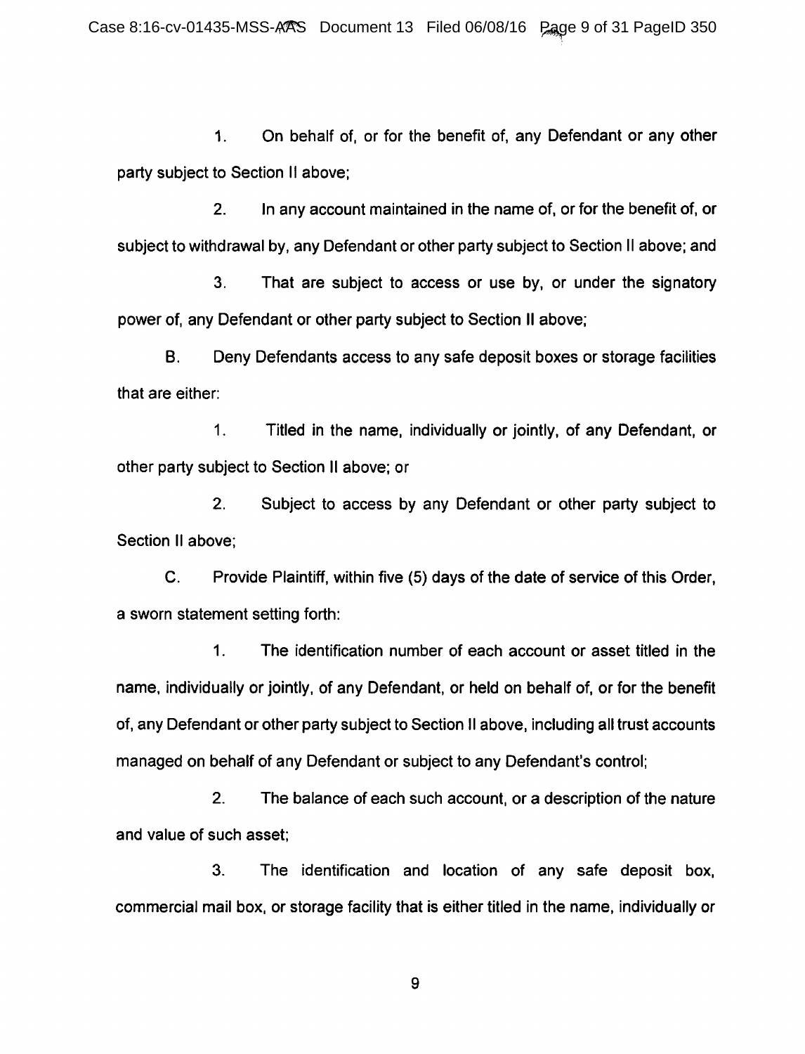1. On behalf of, or for the benefit of, any Defendant or any other party subject to Section II above;

2. In any account maintained in the name of, or for the benefit of, or subject to withdrawal by, any Defendant or other party subject to Section II above; and

3. That are subject to access or use by, or under the signatory power of, any Defendant or other party subject to Section II above;

B. Deny Defendants access to any safe deposit boxes or storage facilities that are either:

1. Titled in the name, individually or jointly, of any Defendant, or other party subject to Section II above; or

2. Subject to access by any Defendant or other party subject to Section II above;

C. Provide Plaintiff, within five (5) days of the date of service of this Order, a sworn statement setting forth:

1. The identification number of each account or asset titled in the name, individually or jointly, of any Defendant, or held on behalf of, or for the benefit of, any Defendant or other party subject to Section II above, including all trust accounts managed on behalf of any Defendant or subject to any Defendant's control;

2. The balance of each such account, or a description of the nature and value of such asset;

3. The identification and location of any safe deposit box, commercial mail box, or storage facility that is either titled in the name, individually or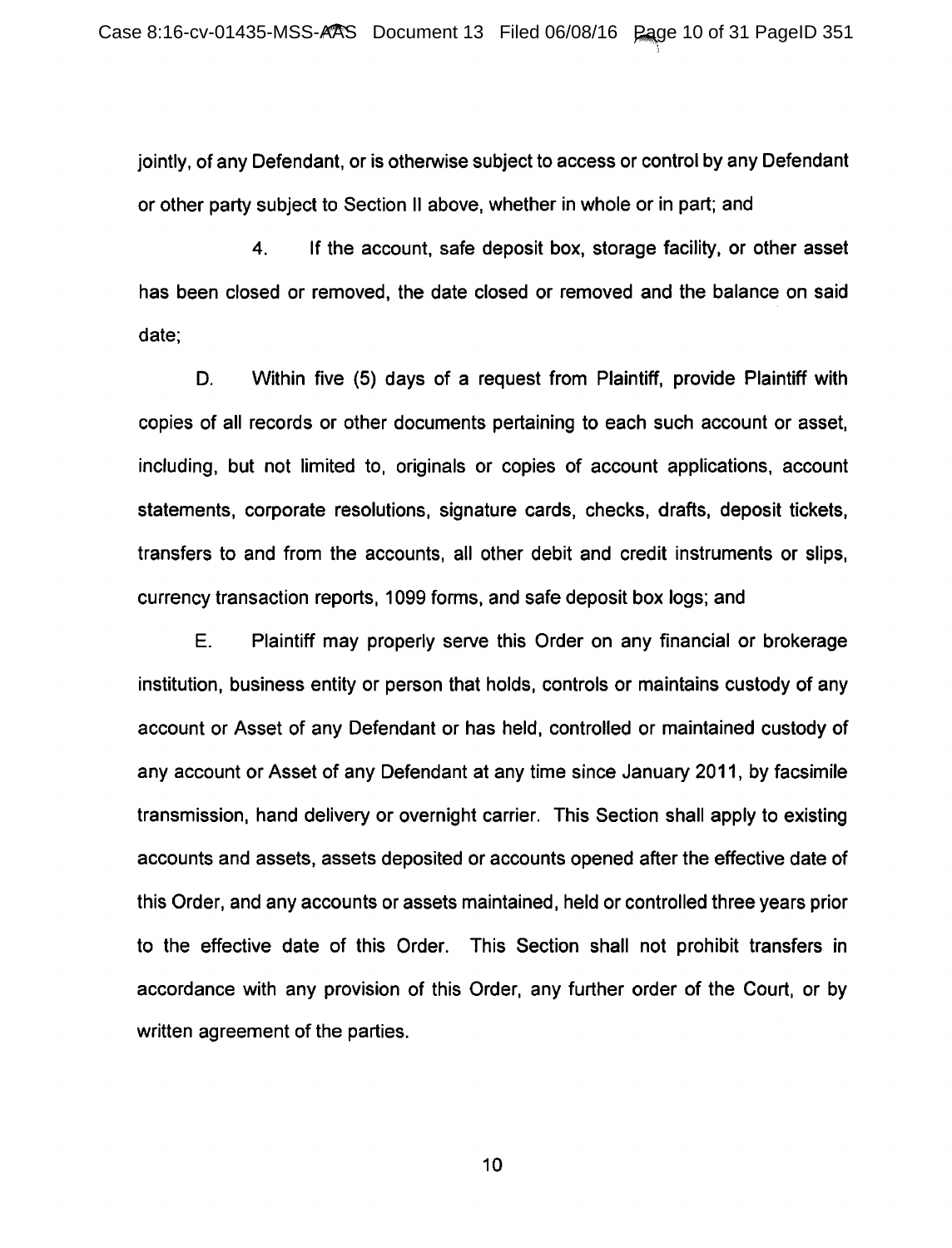jointly, of any Defendant, or is otherwise subject to access or control by any Defendant or other party subject to Section II above, whether in whole or in part; and

4. If the account, safe deposit box, storage facility, or other asset has been closed or removed, the date closed or removed and the balance on said date;

D. Within five (5) days of a request from Plaintiff, provide Plaintiff with copies of all records or other documents pertaining to each such account or asset, including, but not limited to, originals or copies of account applications, account statements, corporate resolutions, signature cards, checks, drafts, deposit tickets, transfers to and from the accounts, all other debit and credit instruments or slips, currency transaction reports, 1099 forms, and safe deposit box logs; and

E. Plaintiff may properly serve this Order on any financial or brokerage institution, business entity or person that holds, controls or maintains custody of any account or Asset of any Defendant or has held, controlled or maintained custody of any account or Asset of any Defendant at any time since January 2011, by facsimile transmission, hand delivery or overnight carrier. This Section shall apply to existing accounts and assets, assets deposited or accounts opened after the effective date of this Order, and any accounts or assets maintained, held or controlled three years prior to the effective date of this Order. This Section shall not prohibit transfers in accordance with any provision of this Order, any further order of the Court, or by written agreement of the parties.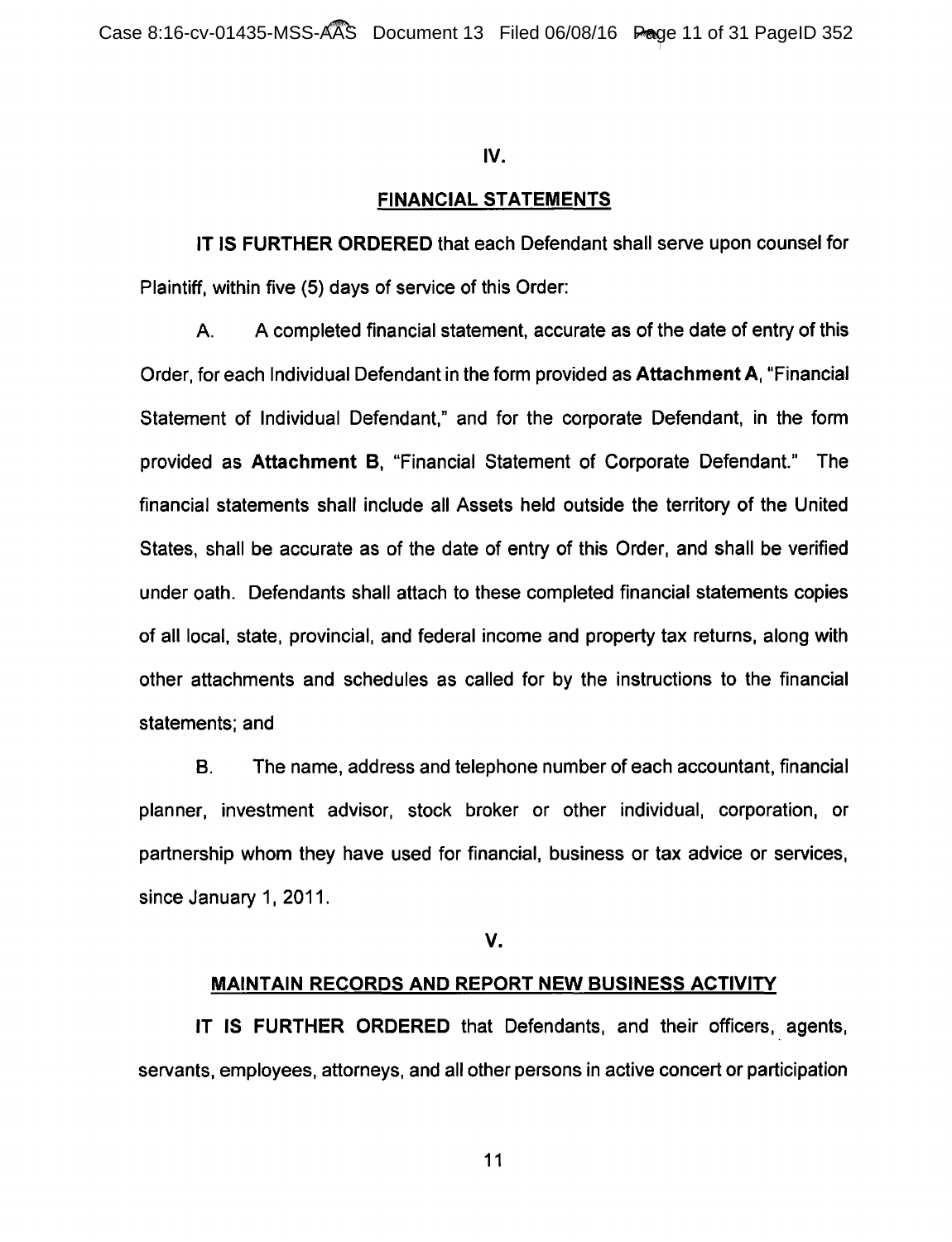## IV.

## FINANCIAL STATEMENTS

**IT IS FURTHER ORDERED** that each Defendant shall serve upon counsel for Plaintiff, within five (5) days of service of this Order:

A. A completed financial statement, accurate as of the date of entry of this Order, for each Individual Defendant in the form provided as **Attachment A**, "Financial Statement of Individual Defendant," and for the corporate Defendant, in the form provided as **Attachment B**, "Financial Statement of Corporate Defendant." The financial statements shall include all Assets held outside the territory of the United States, shall be accurate as of the date of entry of this Order, and shall be verified under oath. Defendants shall attach to these completed financial statements copies of all local, state, provincial, and federal income and property tax returns, along with other attachments and schedules as called for by the instructions to the financial statements; and

B. The name, address and telephone number of each accountant, financial planner, investment advisor, stock broker or other individual, corporation, or partnership whom they have used for financial, business or tax advice or services, since January 1, 2011.

## V.

## MAINTAIN RECORDS AND REPORT NEW BUSINESS ACTIVITY

**IT IS FURTHER ORDERED** that Defendants, and their officers, agents, servants, employees, attorneys, and all other persons in active concert or participation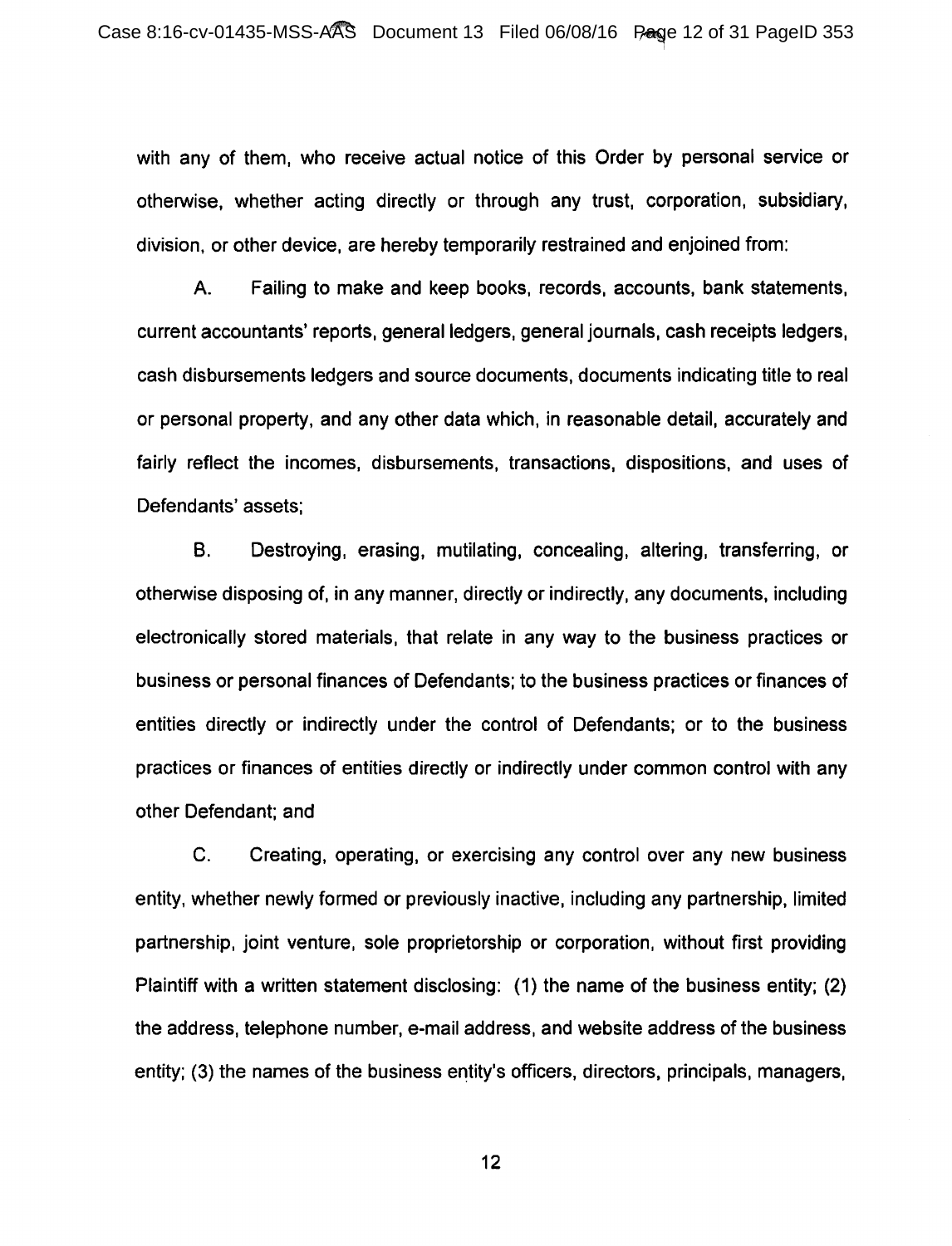with any of them, who receive actual notice of this Order by personal service or otherwise, whether acting directly or through any trust, corporation, subsidiary, division, or other device, are hereby temporarily restrained and enjoined from:

A. Failing to make and keep books, records, accounts, bank statements, current accountants' reports, general ledgers, general journals, cash receipts ledgers, cash disbursements ledgers and source documents, documents indicating title to real or personal property, and any other data which, in reasonable detail, accurately and fairly reflect the incomes, disbursements, transactions, dispositions, and uses of Defendants' assets;

B. Destroying, erasing, mutilating, concealing, altering, transferring, or otherwise disposing of, in any manner, directly or indirectly, any documents, including electronically stored materials, that relate in any way to the business practices or business or personal finances of Defendants; to the business practices or finances of entities directly or indirectly under the control of Defendants; or to the business practices or finances of entities directly or indirectly under common control with any other Defendant; and

C. Creating, operating, or exercising any control over any new business entity, whether newly formed or previously inactive, including any partnership, limited partnership, joint venture, sole proprietorship or corporation, without first providing Plaintiff with a written statement disclosing: (1) the name of the business entity; (2) the address, telephone number, e-mail address, and website address of the business entity; (3) the names of the business entity's officers, directors, principals, managers,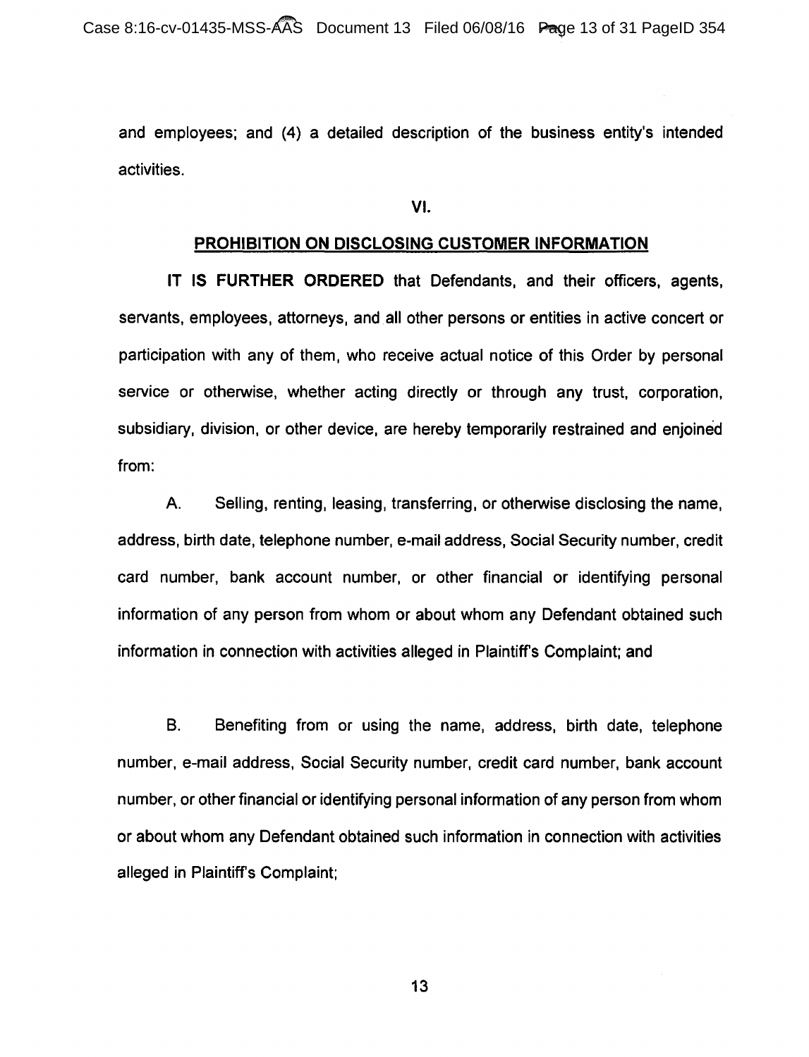and employees; and (4) a detailed description of the business entity's intended activities.

## VI.

## PROHIBITION ON DISCLOSING CUSTOMER INFORMATION

**IT IS FURTHER ORDERED** that Defendants, and their officers, agents, servants, employees, attorneys, and all other persons or entities in active concert or participation with any of them, who receive actual notice of this Order by personal service or otherwise, whether acting directly or through any trust, corporation, subsidiary, division, or other device, are hereby temporarily restrained and enjoined from:

A. Selling, renting, leasing, transferring, or otherwise disclosing the name, address, birth date, telephone number, e-mail address, Social Security number, credit card number, bank account number, or other financial or identifying personal information of any person from whom or about whom any Defendant obtained such information in connection with activities alleged in Plaintiff's Complaint; and

B. Benefiting from or using the name, address, birth date, telephone number, e-mail address, Social Security number, credit card number, bank account number, or other financial or identifying personal information of any person from whom or about whom any Defendant obtained such information in connection with activities alleged in Plaintiff's Complaint;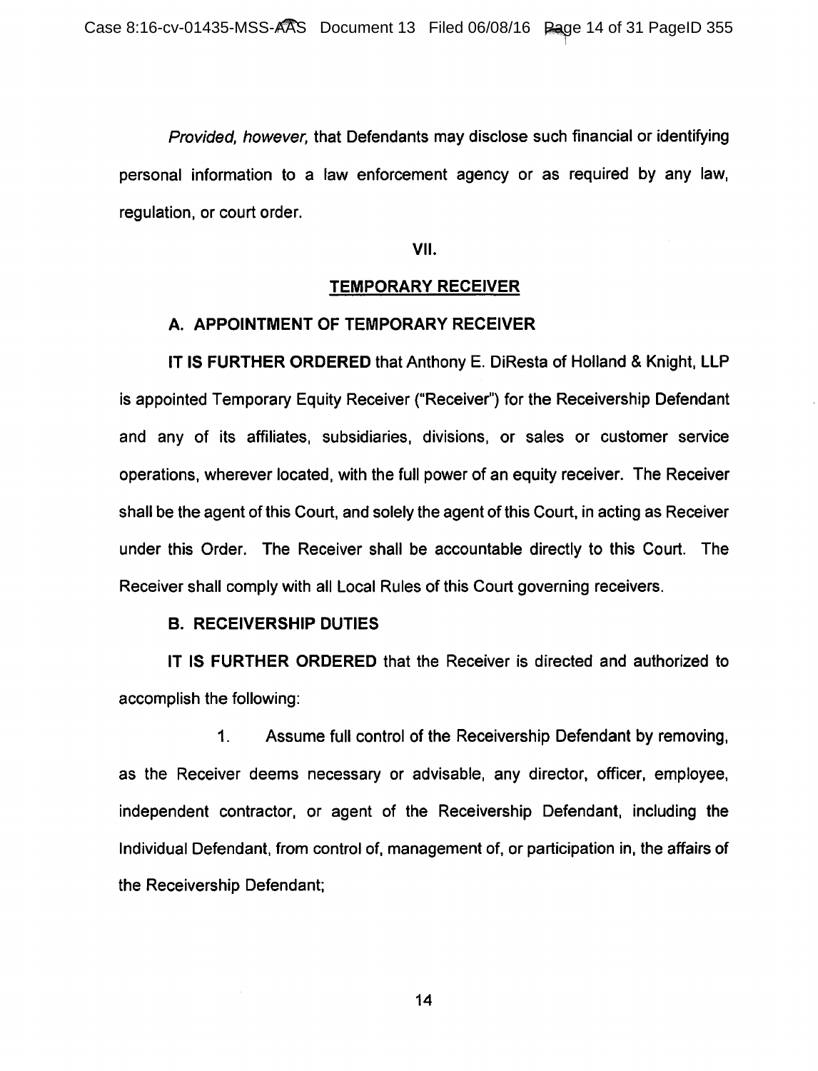*Provided, however,* that Defendants may disclose such financial or identifying personal information to a law enforcement agency or as required by any law, regulation, or court order.

## VII.

## TEMPORARY RECEIVER

### A. APPOINTMENT OF TEMPORARY RECEIVER

**IT IS FURTHER ORDERED** that Anthony E. DiResta of Holland & Knight, LLP is appointed Temporary Equity Receiver ("Receiver") for the Receivership Defendant and any of its affiliates, subsidiaries, divisions, or sales or customer service operations, wherever located, with the full power of an equity receiver. The Receiver shall be the agent of this Court, and solely the agent of this Court, in acting as Receiver under this Order. The Receiver shall be accountable directly to this Court. The Receiver shall comply with all Local Rules of this Court governing receivers.

### B. RECEIVERSHIP DUTIES

**IT IS FURTHER ORDERED** that the Receiver is directed and authorized to accomplish the following:

1. Assume full control of the Receivership Defendant by removing, as the Receiver deems necessary or advisable, any director, officer, employee, independent contractor, or agent of the Receivership Defendant, including the Individual Defendant, from control of, management of, or participation in, the affairs of the Receivership Defendant;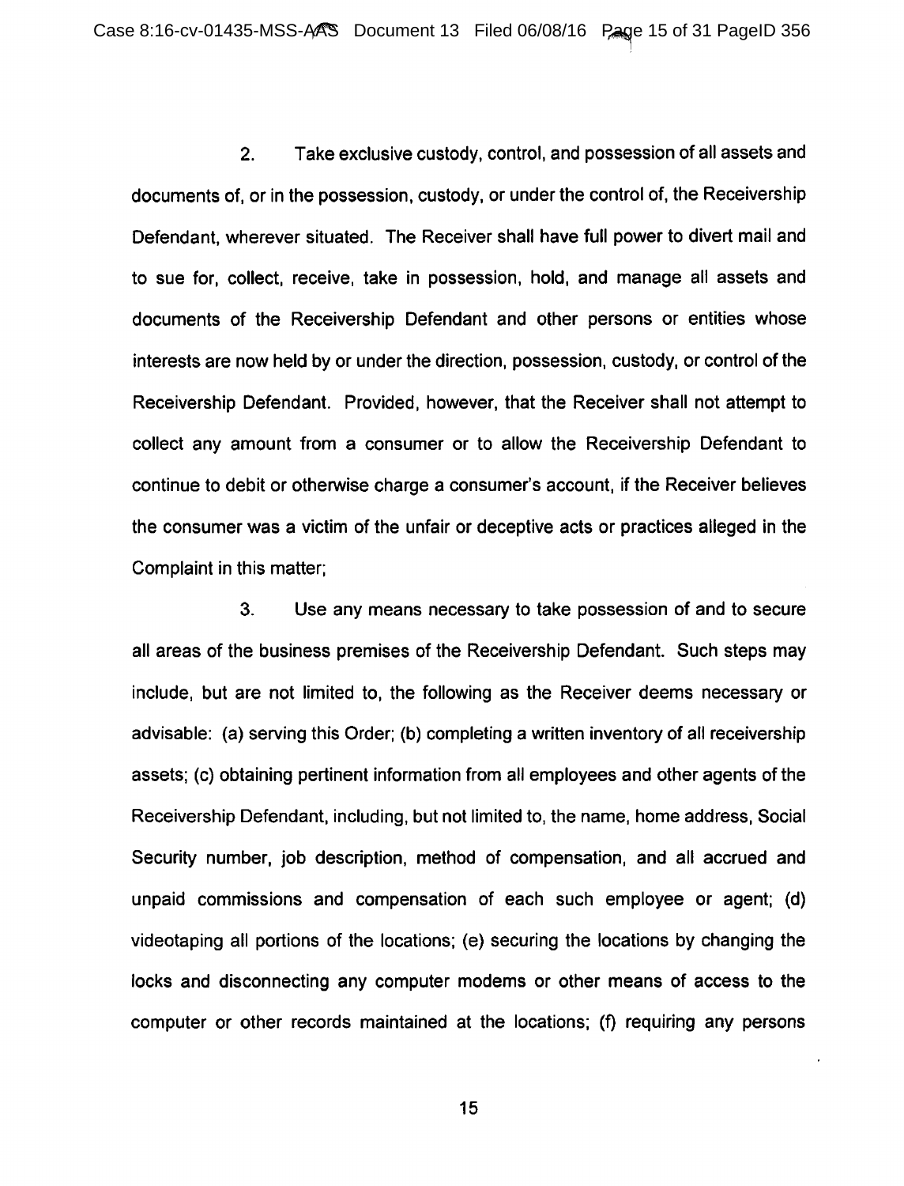2. Take exclusive custody, control, and possession of all assets and documents of, or in the possession, custody, or under the control of, the Receivership Defendant, wherever situated. The Receiver shall have full power to divert mail and to sue for, collect, receive, take in possession, hold, and manage all assets and documents of the Receivership Defendant and other persons or entities whose interests are now held by or under the direction, possession, custody, or control of the Receivership Defendant. Provided, however, that the Receiver shall not attempt to collect any amount from a consumer or to allow the Receivership Defendant to continue to debit or otherwise charge a consumer's account, if the Receiver believes the consumer was a victim of the unfair or deceptive acts or practices alleged in the Complaint in this matter;

3. Use any means necessary to take possession of and to secure all areas of the business premises of the Receivership Defendant. Such steps may include, but are not limited to, the following as the Receiver deems necessary or advisable: (a) serving this Order; (b) completing a written inventory of all receivership assets; (c) obtaining pertinent information from all employees and other agents of the Receivership Defendant, including, but not limited to, the name, home address, Social Security number, job description, method of compensation, and all accrued and unpaid commissions and compensation of each such employee or agent; (d) videotaping all portions of the locations; (e) securing the locations by changing the locks and disconnecting any computer modems or other means of access to the computer or other records maintained at the locations; (f) requiring any persons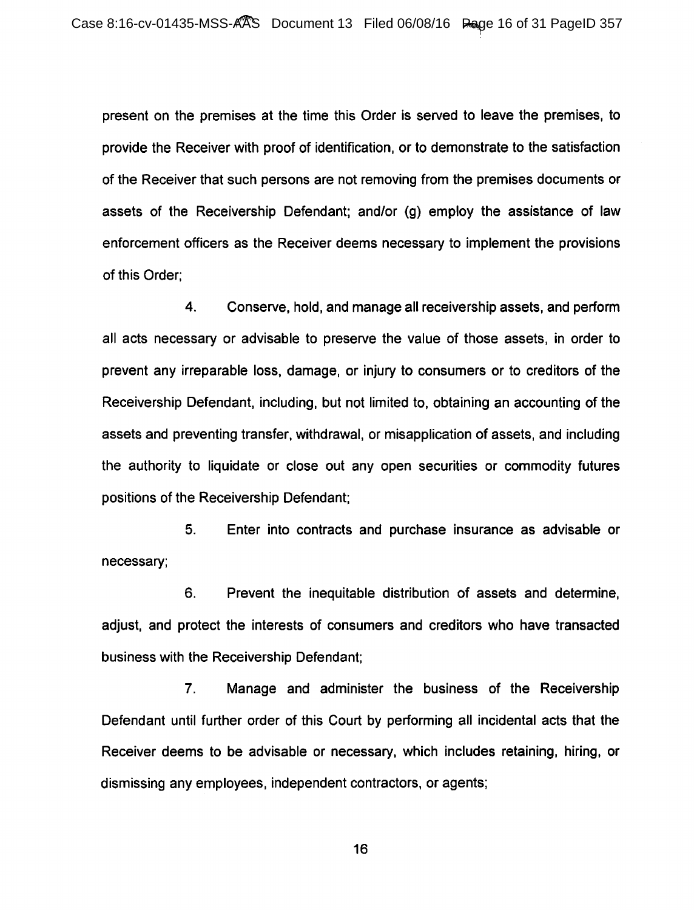present on the premises at the time this Order is served to leave the premises, to provide the Receiver with proof of identification, or to demonstrate to the satisfaction of the Receiver that such persons are not removing from the premises documents or assets of the Receivership Defendant; and/or (g) employ the assistance of law enforcement officers as the Receiver deems necessary to implement the provisions of this Order;

4. Conserve, hold, and manage all receivership assets, and perform all acts necessary or advisable to preserve the value of those assets, in order to prevent any irreparable loss, damage, or injury to consumers or to creditors of the Receivership Defendant, including, but not limited to, obtaining an accounting of the assets and preventing transfer, withdrawal, or misapplication of assets, and including the authority to liquidate or close out any open securities or commodity futures positions of the Receivership Defendant;

5. Enter into contracts and purchase insurance as advisable or necessary;

6. Prevent the inequitable distribution of assets and determine, adjust, and protect the interests of consumers and creditors who have transacted business with the Receivership Defendant;

7. Manage and administer the business of the Receivership Defendant until further order of this Court by performing all incidental acts that the Receiver deems to be advisable or necessary, which includes retaining, hiring, or dismissing any employees, independent contractors, or agents;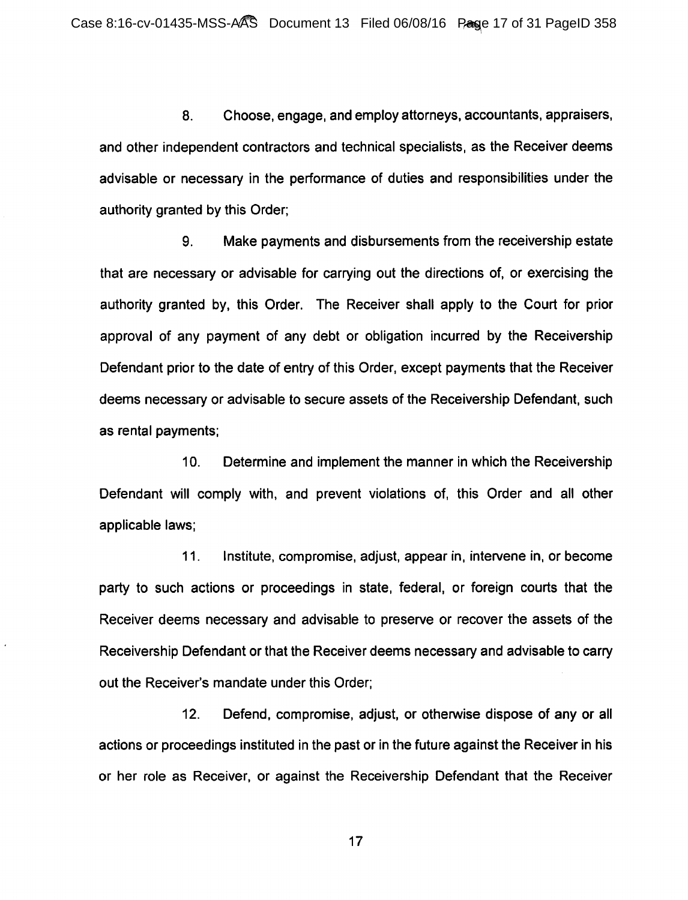8. Choose, engage, and employ attorneys, accountants, appraisers, and other independent contractors and technical specialists, as the Receiver deems advisable or necessary in the performance of duties and responsibilities under the authority granted by this Order;

9. Make payments and disbursements from the receivership estate that are necessary or advisable for carrying out the directions of, or exercising the authority granted by, this Order. The Receiver shall apply to the Court for prior approval of any payment of any debt or obligation incurred by the Receivership Defendant prior to the date of entry of this Order, except payments that the Receiver deems necessary or advisable to secure assets of the Receivership Defendant, such as rental payments;

10. Determine and implement the manner in which the Receivership Defendant will comply with, and prevent violations of, this Order and all other applicable laws;

11. Institute, compromise, adjust, appear in, intervene in, or become party to such actions or proceedings in state, federal, or foreign courts that the Receiver deems necessary and advisable to preserve or recover the assets of the Receivership Defendant or that the Receiver deems necessary and advisable to carry out the Receiver's mandate under this Order;

12. Defend, compromise, adjust, or otherwise dispose of any or all actions or proceedings instituted in the past or in the future against the Receiver in his or her role as Receiver, or against the Receivership Defendant that the Receiver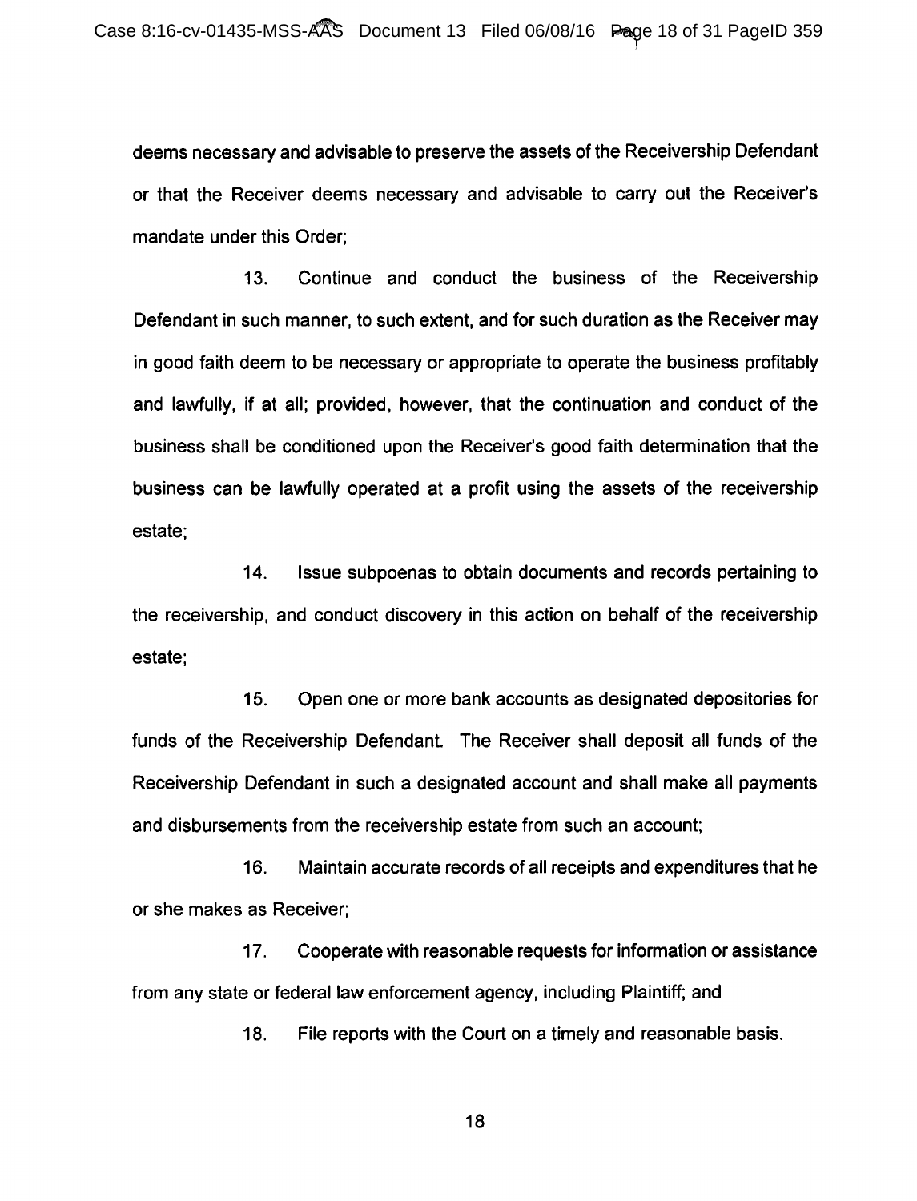deems necessary and advisable to preserve the assets of the Receivership Defendant or that the Receiver deems necessary and advisable to carry out the Receiver's mandate under this Order;

13. Continue and conduct the business of the Receivership Defendant in such manner, to such extent, and for such duration as the Receiver may in good faith deem to be necessary or appropriate to operate the business profitably and lawfully, if at all; provided, however, that the continuation and conduct of the business shall be conditioned upon the Receiver's good faith determination that the business can be lawfully operated at a profit using the assets of the receivership estate;

14. Issue subpoenas to obtain documents and records pertaining to the receivership, and conduct discovery in this action on behalf of the receivership estate;

15. Open one or more bank accounts as designated depositories for funds of the Receivership Defendant. The Receiver shall deposit all funds of the Receivership Defendant in such a designated account and shall make all payments and disbursements from the receivership estate from such an account;

16. Maintain accurate records of all receipts and expenditures that he or she makes as Receiver;

17. Cooperate with reasonable requests for information or assistance from any state or federal law enforcement agency, including Plaintiff; and

18. File reports with the Court on a timely and reasonable basis.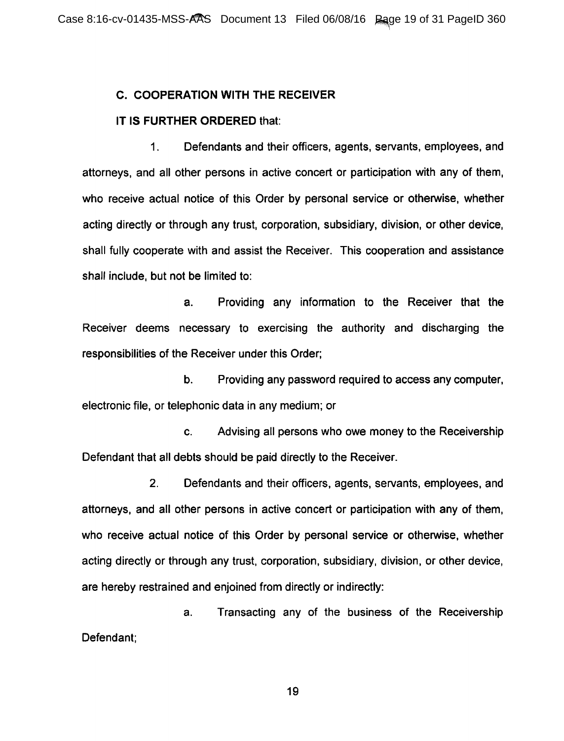### C. COOPERATION WITH THE RECEIVER

**IT IS FURTHER ORDERED** that:

1. Defendants and their officers, agents, servants, employees, and attorneys, and all other persons in active concert or participation with any of them, who receive actual notice of this Order by personal service or otherwise, whether acting directly or through any trust, corporation, subsidiary, division, or other device, shall fully cooperate with and assist the Receiver. This cooperation and assistance shall include, but not be limited to:

   a. Providing any information to the Receiver that the Receiver deems necessary to exercising the authority and discharging the responsibilities of the Receiver under this Order;

   b. Providing any password required to access any computer, electronic file, or telephonic data in any medium; or

   c. Advising all persons who owe money to the Receivership Defendant that all debts should be paid directly to the Receiver.

2. Defendants and their officers, agents, servants, employees, and attorneys, and all other persons in active concert or participation with any of them, who receive actual notice of this Order by personal service or otherwise, whether acting directly or through any trust, corporation, subsidiary, division, or other device, are hereby restrained and enjoined from directly or indirectly:

   a. Transacting any of the business of the Receivership Defendant;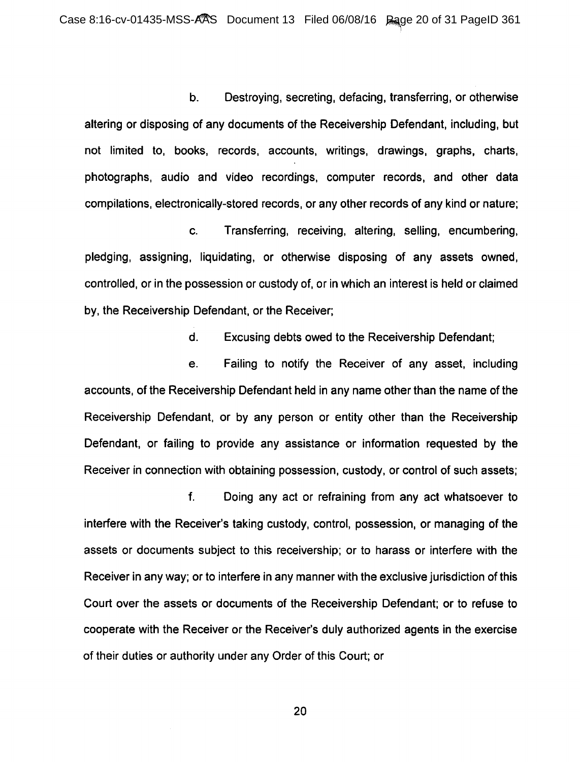b. Destroying, secreting, defacing, transferring, or otherwise altering or disposing of any documents of the Receivership Defendant, including, but not limited to, books, records, accounts, writings, drawings, graphs, charts, photographs, audio and video recordings, computer records, and other data compilations, electronically-stored records, or any other records of any kind or nature;

c. Transferring, receiving, altering, selling, encumbering, pledging, assigning, liquidating, or otherwise disposing of any assets owned, controlled, or in the possession or custody of, or in which an interest is held or claimed by, the Receivership Defendant, or the Receiver;

d. Excusing debts owed to the Receivership Defendant;

e. Failing to notify the Receiver of any asset, including accounts, of the Receivership Defendant held in any name other than the name of the Receivership Defendant, or by any person or entity other than the Receivership Defendant, or failing to provide any assistance or information requested by the Receiver in connection with obtaining possession, custody, or control of such assets;

f. Doing any act or refraining from any act whatsoever to interfere with the Receiver's taking custody, control, possession, or managing of the assets or documents subject to this receivership; or to harass or interfere with the Receiver in any way; or to interfere in any manner with the exclusive jurisdiction of this Court over the assets or documents of the Receivership Defendant; or to refuse to cooperate with the Receiver or the Receiver's duly authorized agents in the exercise of their duties or authority under any Order of this Court; or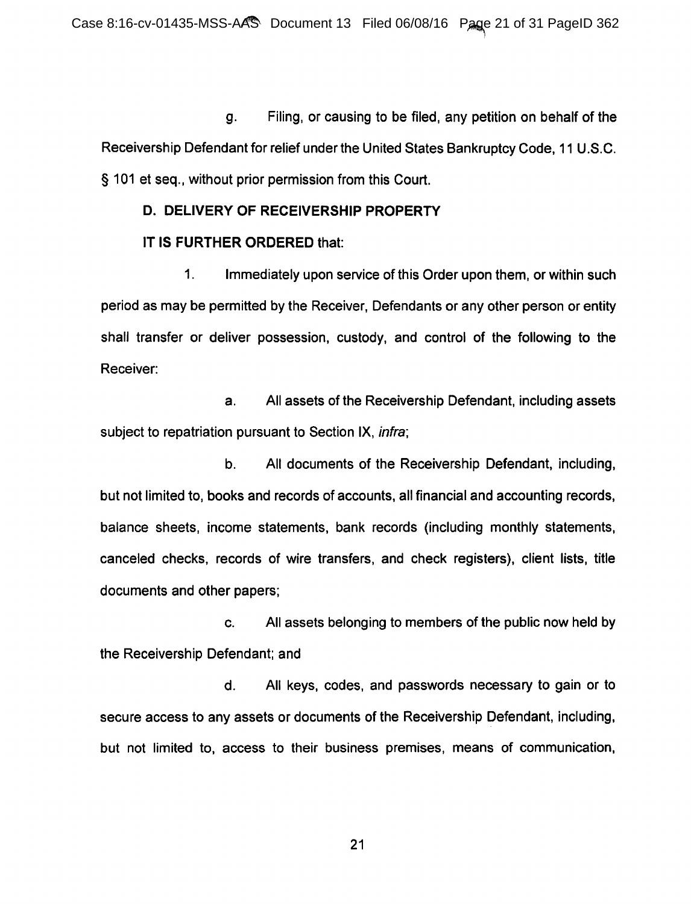g. Filing, or causing to be filed, any petition on behalf of the Receivership Defendant for relief under the United States Bankruptcy Code, 11 U.S.C. § 101 et seq., without prior permission from this Court.

**D. DELIVERY OF RECEIVERSHIP PROPERTY**

**IT IS FURTHER ORDERED** that:

1. Immediately upon service of this Order upon them, or within such period as may be permitted by the Receiver, Defendants or any other person or entity shall transfer or deliver possession, custody, and control of the following to the Receiver:

a. All assets of the Receivership Defendant, including assets subject to repatriation pursuant to Section IX, *infra*;

b. All documents of the Receivership Defendant, including, but not limited to, books and records of accounts, all financial and accounting records, balance sheets, income statements, bank records (including monthly statements, canceled checks, records of wire transfers, and check registers), client lists, title documents and other papers;

c. All assets belonging to members of the public now held by the Receivership Defendant; and

d. All keys, codes, and passwords necessary to gain or to secure access to any assets or documents of the Receivership Defendant, including, but not limited to, access to their business premises, means of communication,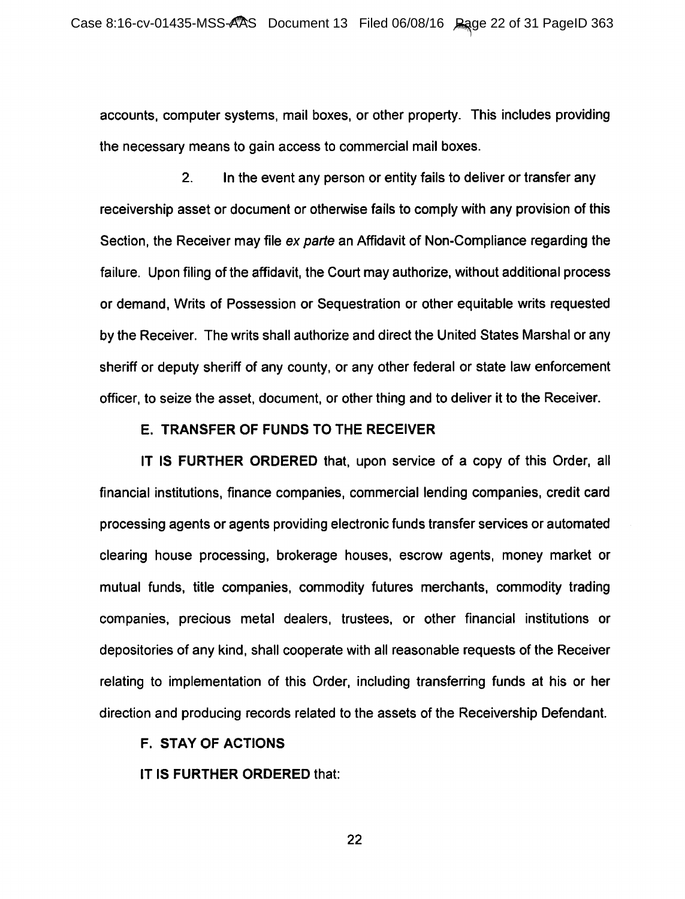accounts, computer systems, mail boxes, or other property. This includes providing the necessary means to gain access to commercial mail boxes.

2. In the event any person or entity fails to deliver or transfer any receivership asset or document or otherwise fails to comply with any provision of this Section, the Receiver may file *ex parte* an Affidavit of Non-Compliance regarding the failure. Upon filing of the affidavit, the Court may authorize, without additional process or demand, Writs of Possession or Sequestration or other equitable writs requested by the Receiver. The writs shall authorize and direct the United States Marshal or any sheriff or deputy sheriff of any county, or any other federal or state law enforcement officer, to seize the asset, document, or other thing and to deliver it to the Receiver.

## E. TRANSFER OF FUNDS TO THE RECEIVER

**IT IS FURTHER ORDERED** that, upon service of a copy of this Order, all financial institutions, finance companies, commercial lending companies, credit card processing agents or agents providing electronic funds transfer services or automated clearing house processing, brokerage houses, escrow agents, money market or mutual funds, title companies, commodity futures merchants, commodity trading companies, precious metal dealers, trustees, or other financial institutions or depositories of any kind, shall cooperate with all reasonable requests of the Receiver relating to implementation of this Order, including transferring funds at his or her direction and producing records related to the assets of the Receivership Defendant.

## F. STAY OF ACTIONS

**IT IS FURTHER ORDERED** that: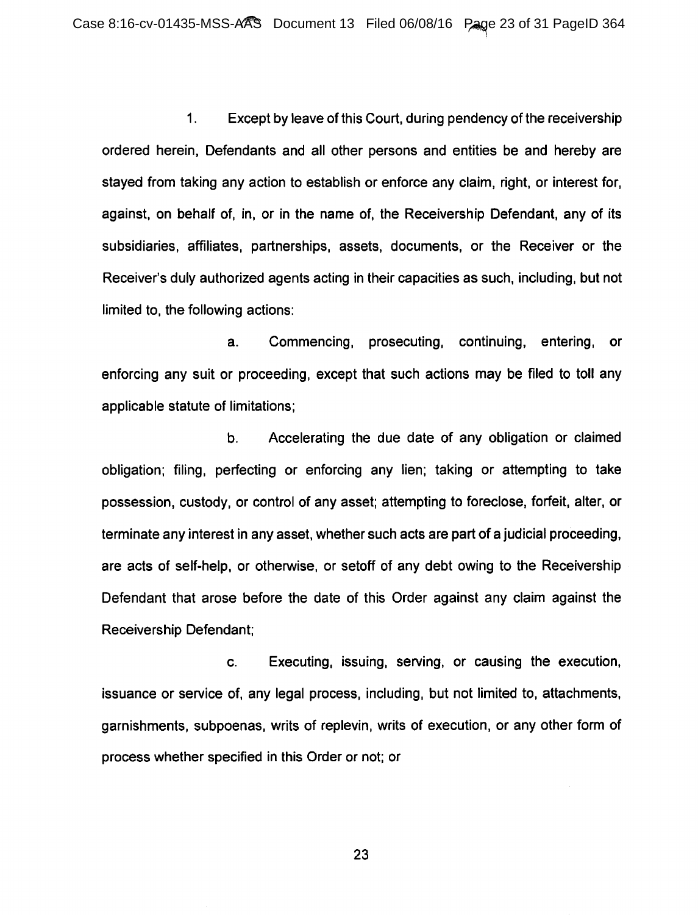1. Except by leave of this Court, during pendency of the receivership ordered herein, Defendants and all other persons and entities be and hereby are stayed from taking any action to establish or enforce any claim, right, or interest for, against, on behalf of, in, or in the name of, the Receivership Defendant, any of its subsidiaries, affiliates, partnerships, assets, documents, or the Receiver or the Receiver's duly authorized agents acting in their capacities as such, including, but not limited to, the following actions:

   a. Commencing, prosecuting, continuing, entering, or enforcing any suit or proceeding, except that such actions may be filed to toll any applicable statute of limitations;

   b. Accelerating the due date of any obligation or claimed obligation; filing, perfecting or enforcing any lien; taking or attempting to take possession, custody, or control of any asset; attempting to foreclose, forfeit, alter, or terminate any interest in any asset, whether such acts are part of a judicial proceeding, are acts of self-help, or otherwise, or setoff of any debt owing to the Receivership Defendant that arose before the date of this Order against any claim against the Receivership Defendant;

   c. Executing, issuing, serving, or causing the execution, issuance or service of, any legal process, including, but not limited to, attachments, garnishments, subpoenas, writs of replevin, writs of execution, or any other form of process whether specified in this Order or not; or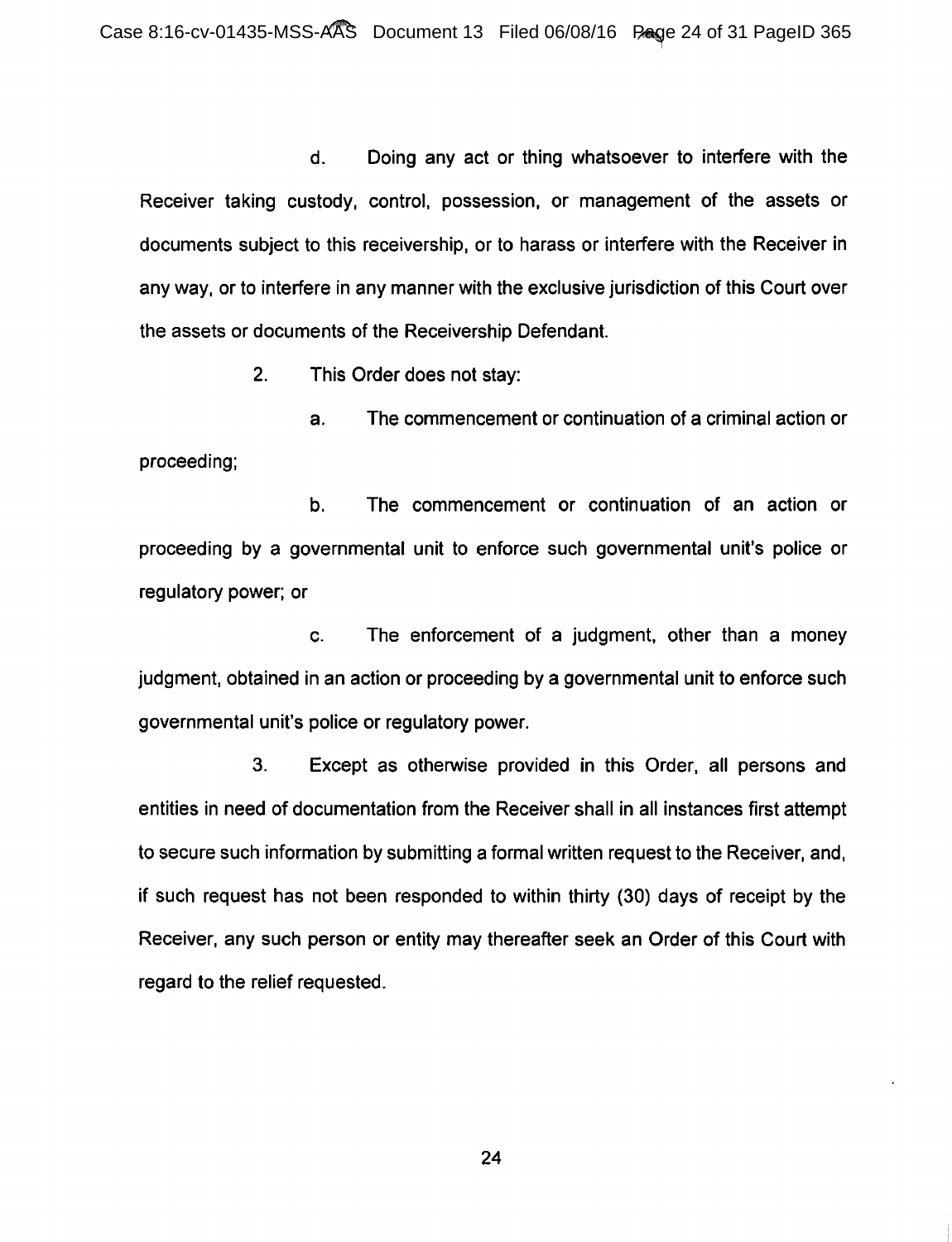d. Doing any act or thing whatsoever to interfere with the Receiver taking custody, control, possession, or management of the assets or documents subject to this receivership, or to harass or interfere with the Receiver in any way, or to interfere in any manner with the exclusive jurisdiction of this Court over the assets or documents of the Receivership Defendant.

2. This Order does not stay:

a. The commencement or continuation of a criminal action or proceeding;

b. The commencement or continuation of an action or proceeding by a governmental unit to enforce such governmental unit's police or regulatory power; or

c. The enforcement of a judgment, other than a money judgment, obtained in an action or proceeding by a governmental unit to enforce such governmental unit's police or regulatory power.

3. Except as otherwise provided in this Order, all persons and entities in need of documentation from the Receiver shall in all instances first attempt to secure such information by submitting a formal written request to the Receiver, and, if such request has not been responded to within thirty (30) days of receipt by the Receiver, any such person or entity may thereafter seek an Order of this Court with regard to the relief requested.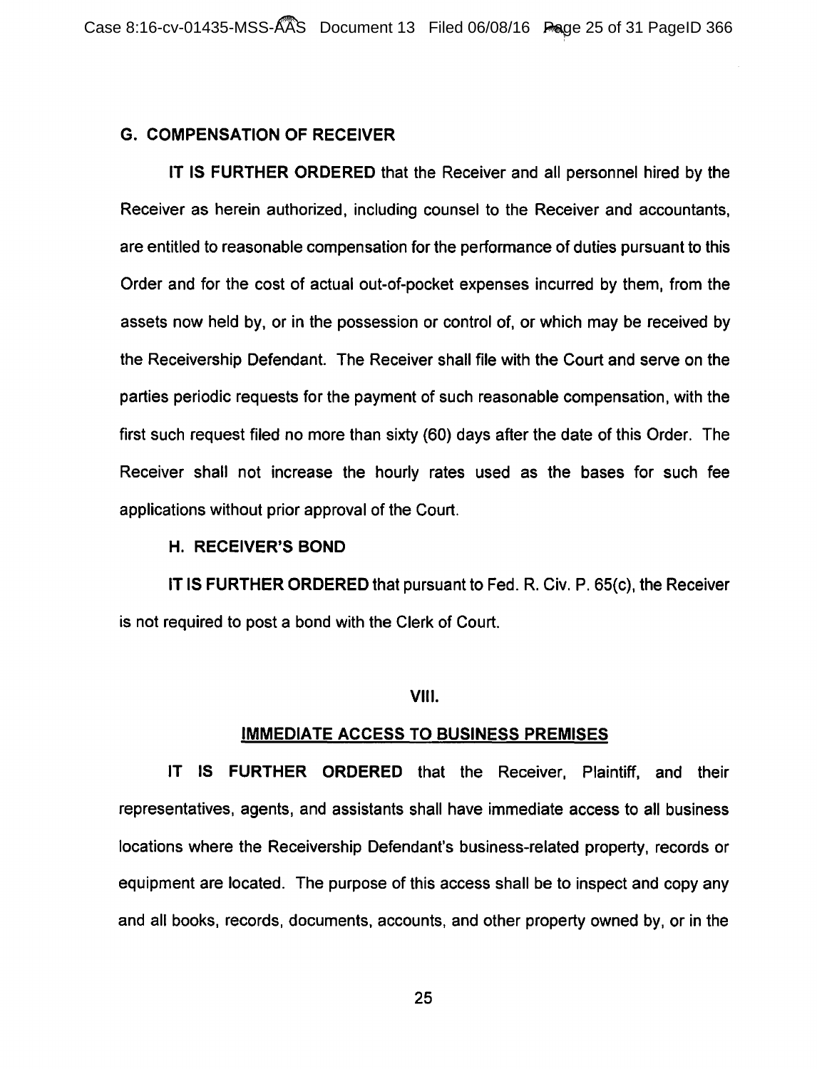### G. COMPENSATION OF RECEIVER

**IT IS FURTHER ORDERED** that the Receiver and all personnel hired by the Receiver as herein authorized, including counsel to the Receiver and accountants, are entitled to reasonable compensation for the performance of duties pursuant to this Order and for the cost of actual out-of-pocket expenses incurred by them, from the assets now held by, or in the possession or control of, or which may be received by the Receivership Defendant. The Receiver shall file with the Court and serve on the parties periodic requests for the payment of such reasonable compensation, with the first such request filed no more than sixty (60) days after the date of this Order. The Receiver shall not increase the hourly rates used as the bases for such fee applications without prior approval of the Court.

### H. RECEIVER'S BOND

**IT IS FURTHER ORDERED** that pursuant to Fed. R. Civ. P. 65(c), the Receiver is not required to post a bond with the Clerk of Court.

## VIII.

## IMMEDIATE ACCESS TO BUSINESS PREMISES

**IT IS FURTHER ORDERED** that the Receiver, Plaintiff, and their representatives, agents, and assistants shall have immediate access to all business locations where the Receivership Defendant's business-related property, records or equipment are located. The purpose of this access shall be to inspect and copy any and all books, records, documents, accounts, and other property owned by, or in the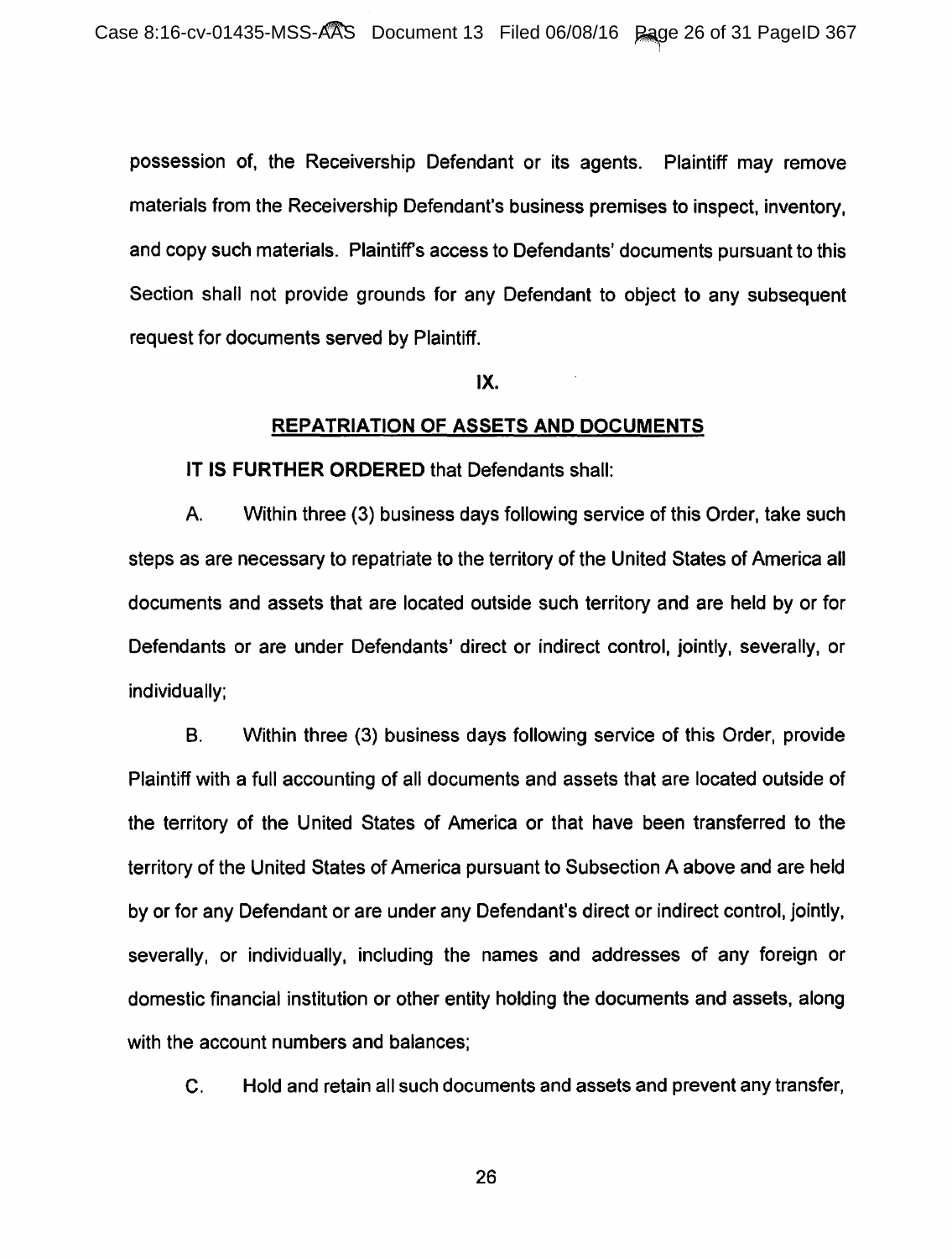possession of, the Receivership Defendant or its agents. Plaintiff may remove materials from the Receivership Defendant's business premises to inspect, inventory, and copy such materials. Plaintiff's access to Defendants' documents pursuant to this Section shall not provide grounds for any Defendant to object to any subsequent request for documents served by Plaintiff.

## IX.

## REPATRIATION OF ASSETS AND DOCUMENTS

**IT IS FURTHER ORDERED** that Defendants shall:

A. Within three (3) business days following service of this Order, take such steps as are necessary to repatriate to the territory of the United States of America all documents and assets that are located outside such territory and are held by or for Defendants or are under Defendants' direct or indirect control, jointly, severally, or individually;

B. Within three (3) business days following service of this Order, provide Plaintiff with a full accounting of all documents and assets that are located outside of the territory of the United States of America or that have been transferred to the territory of the United States of America pursuant to Subsection A above and are held by or for any Defendant or are under any Defendant's direct or indirect control, jointly, severally, or individually, including the names and addresses of any foreign or domestic financial institution or other entity holding the documents and assets, along with the account numbers and balances;

C. Hold and retain all such documents and assets and prevent any transfer,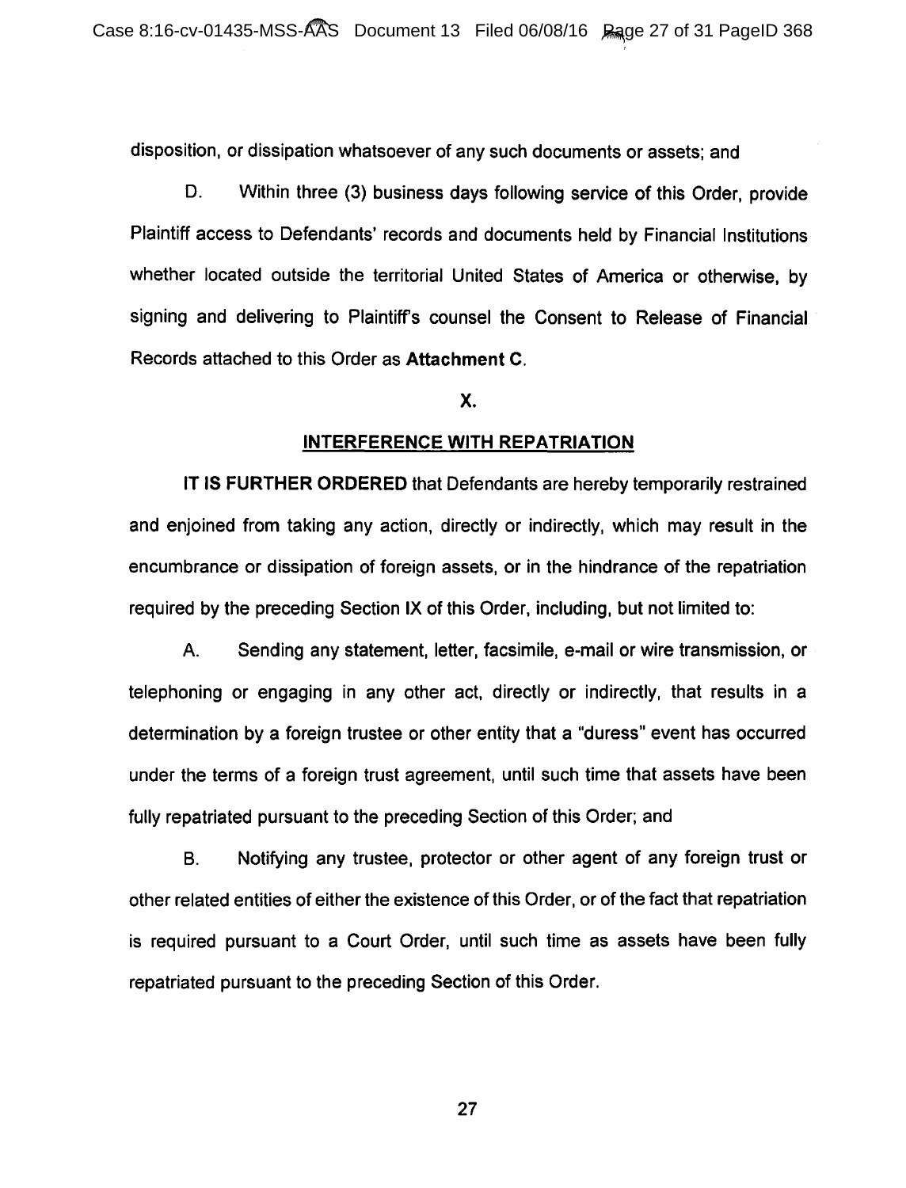disposition, or dissipation whatsoever of any such documents or assets; and

D. Within three (3) business days following service of this Order, provide Plaintiff access to Defendants' records and documents held by Financial Institutions whether located outside the territorial United States of America or otherwise, by signing and delivering to Plaintiff's counsel the Consent to Release of Financial Records attached to this Order as **Attachment C**.

## X.

## INTERFERENCE WITH REPATRIATION

**IT IS FURTHER ORDERED** that Defendants are hereby temporarily restrained and enjoined from taking any action, directly or indirectly, which may result in the encumbrance or dissipation of foreign assets, or in the hindrance of the repatriation required by the preceding Section IX of this Order, including, but not limited to:

A. Sending any statement, letter, facsimile, e-mail or wire transmission, or telephoning or engaging in any other act, directly or indirectly, that results in a determination by a foreign trustee or other entity that a "duress" event has occurred under the terms of a foreign trust agreement, until such time that assets have been fully repatriated pursuant to the preceding Section of this Order; and

B. Notifying any trustee, protector or other agent of any foreign trust or other related entities of either the existence of this Order, or of the fact that repatriation is required pursuant to a Court Order, until such time as assets have been fully repatriated pursuant to the preceding Section of this Order.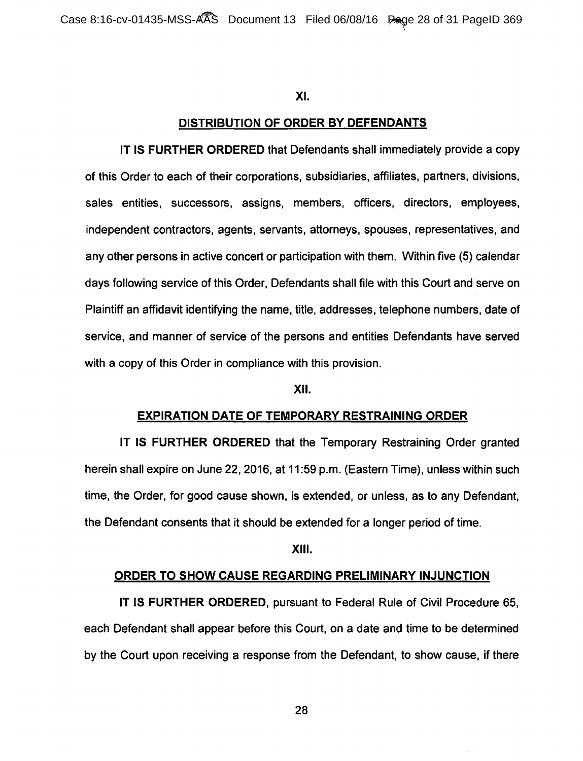## XI.

## DISTRIBUTION OF ORDER BY DEFENDANTS

**IT IS FURTHER ORDERED** that Defendants shall immediately provide a copy of this Order to each of their corporations, subsidiaries, affiliates, partners, divisions, sales entities, successors, assigns, members, officers, directors, employees, independent contractors, agents, servants, attorneys, spouses, representatives, and any other persons in active concert or participation with them. Within five (5) calendar days following service of this Order, Defendants shall file with this Court and serve on Plaintiff an affidavit identifying the name, title, addresses, telephone numbers, date of service, and manner of service of the persons and entities Defendants have served with a copy of this Order in compliance with this provision.

## XII.

## EXPIRATION DATE OF TEMPORARY RESTRAINING ORDER

**IT IS FURTHER ORDERED** that the Temporary Restraining Order granted herein shall expire on June 22, 2016, at 11:59 p.m. (Eastern Time), unless within such time, the Order, for good cause shown, is extended, or unless, as to any Defendant, the Defendant consents that it should be extended for a longer period of time.

## XIII.

## ORDER TO SHOW CAUSE REGARDING PRELIMINARY INJUNCTION

**IT IS FURTHER ORDERED**, pursuant to Federal Rule of Civil Procedure 65, each Defendant shall appear before this Court, on a date and time to be determined by the Court upon receiving a response from the Defendant, to show cause, if there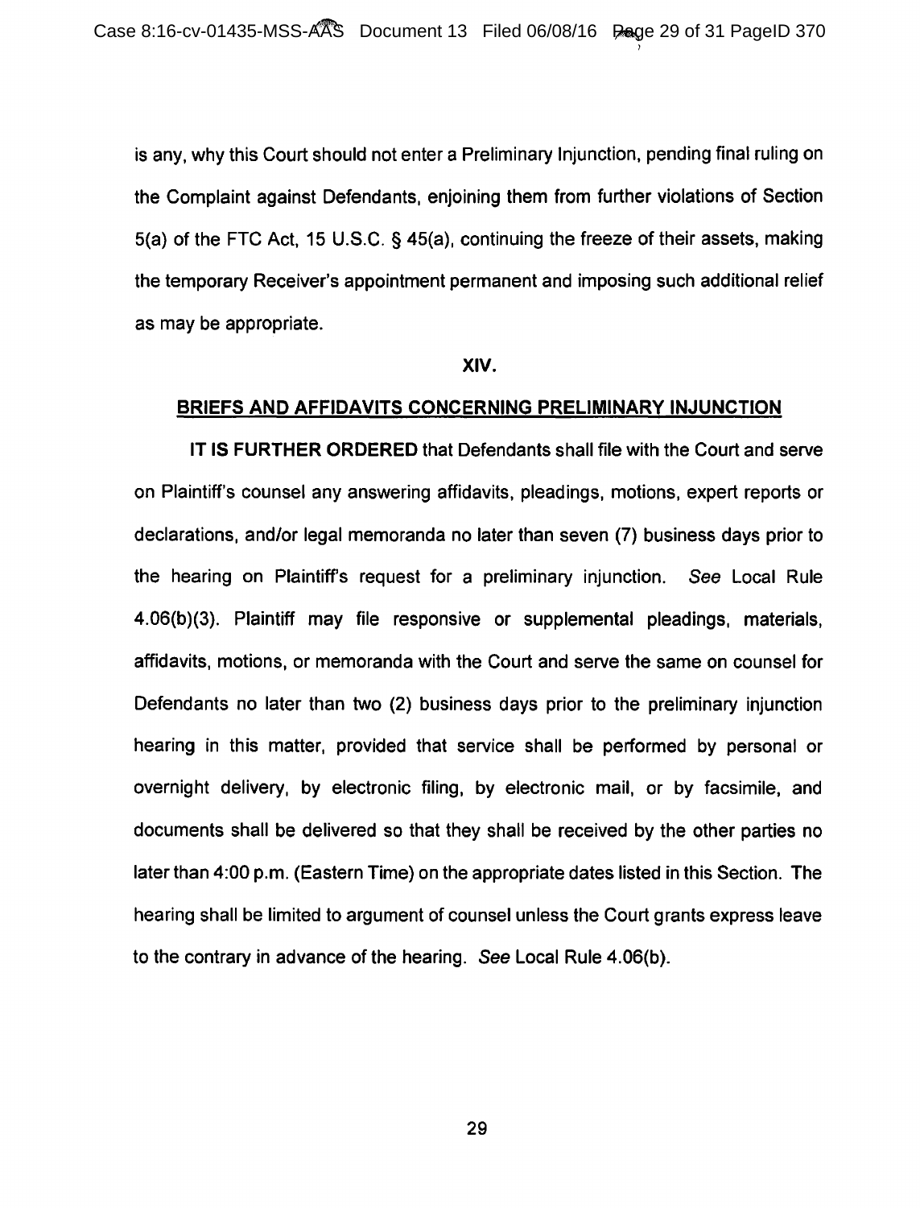is any, why this Court should not enter a Preliminary Injunction, pending final ruling on the Complaint against Defendants, enjoining them from further violations of Section 5(a) of the FTC Act, 15 U.S.C. § 45(a), continuing the freeze of their assets, making the temporary Receiver's appointment permanent and imposing such additional relief as may be appropriate.

## XIV.

## BRIEFS AND AFFIDAVITS CONCERNING PRELIMINARY INJUNCTION

**IT IS FURTHER ORDERED** that Defendants shall file with the Court and serve on Plaintiff's counsel any answering affidavits, pleadings, motions, expert reports or declarations, and/or legal memoranda no later than seven (7) business days prior to the hearing on Plaintiff's request for a preliminary injunction. *See* Local Rule 4.06(b)(3). Plaintiff may file responsive or supplemental pleadings, materials, affidavits, motions, or memoranda with the Court and serve the same on counsel for Defendants no later than two (2) business days prior to the preliminary injunction hearing in this matter, provided that service shall be performed by personal or overnight delivery, by electronic filing, by electronic mail, or by facsimile, and documents shall be delivered so that they shall be received by the other parties no later than 4:00 p.m. (Eastern Time) on the appropriate dates listed in this Section. The hearing shall be limited to argument of counsel unless the Court grants express leave to the contrary in advance of the hearing. *See* Local Rule 4.06(b).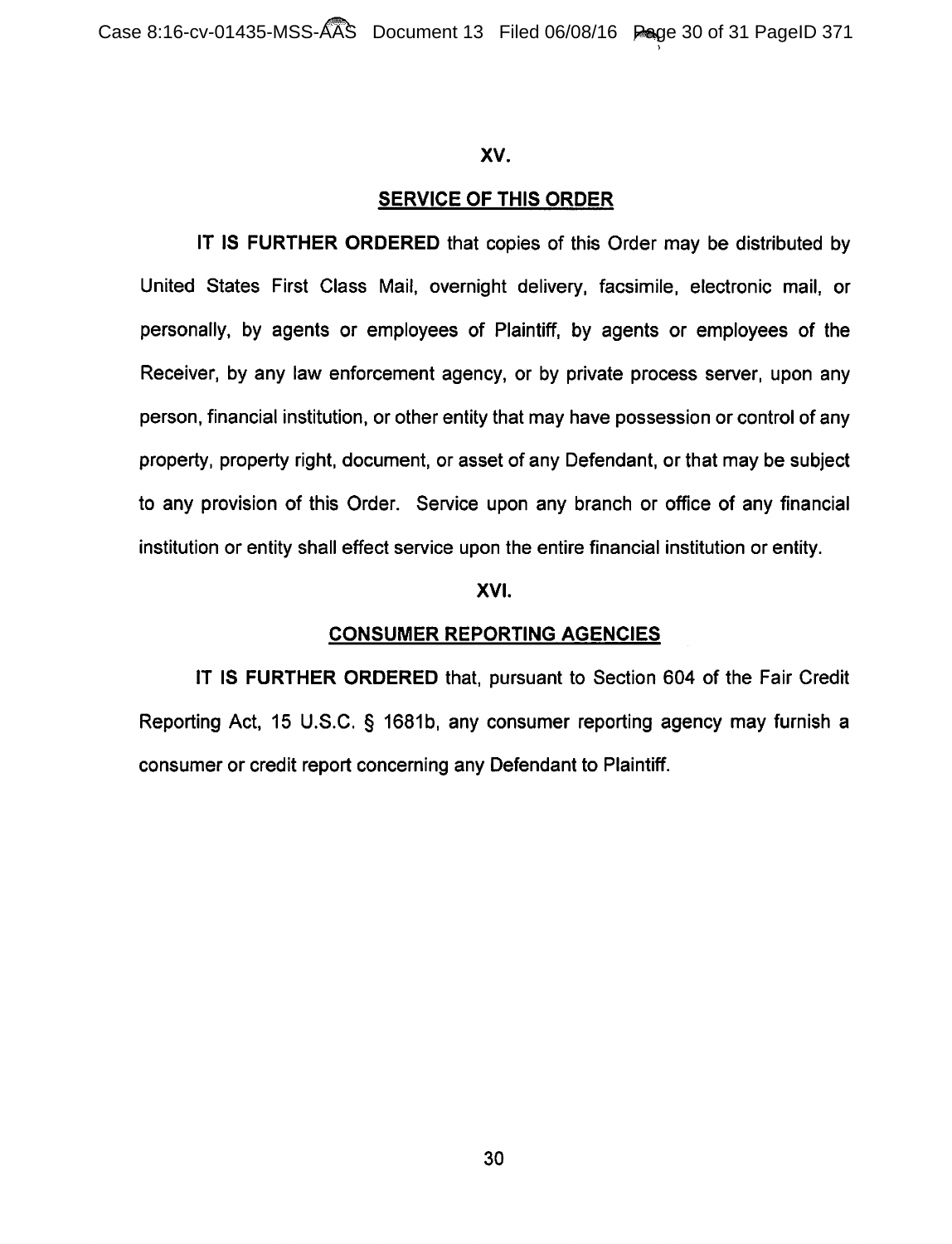## XV.

## SERVICE OF THIS ORDER

**IT IS FURTHER ORDERED** that copies of this Order may be distributed by United States First Class Mail, overnight delivery, facsimile, electronic mail, or personally, by agents or employees of Plaintiff, by agents or employees of the Receiver, by any law enforcement agency, or by private process server, upon any person, financial institution, or other entity that may have possession or control of any property, property right, document, or asset of any Defendant, or that may be subject to any provision of this Order. Service upon any branch or office of any financial institution or entity shall effect service upon the entire financial institution or entity.

## XVI.

## CONSUMER REPORTING AGENCIES

**IT IS FURTHER ORDERED** that, pursuant to Section 604 of the Fair Credit Reporting Act, 15 U.S.C. § 1681b, any consumer reporting agency may furnish a consumer or credit report concerning any Defendant to Plaintiff.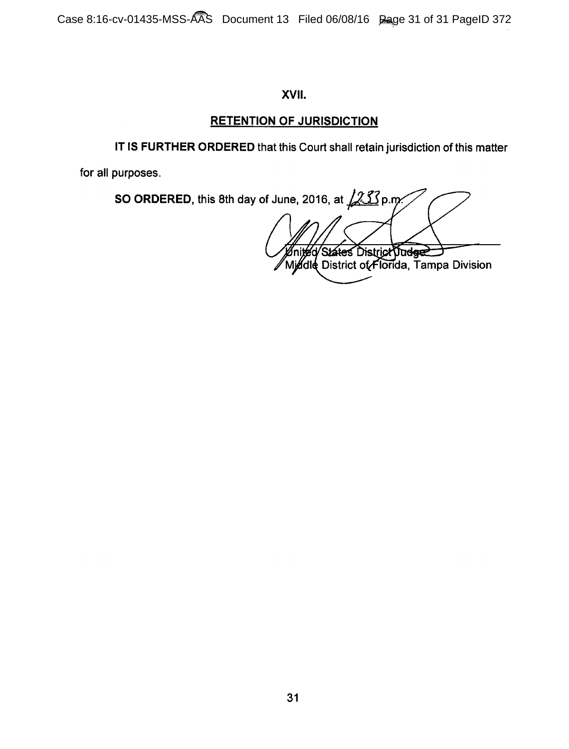## XVII.

## RETENTION OF JURISDICTION

**IT IS FURTHER ORDERED** that this Court shall retain jurisdiction of this matter for all purposes.

**SO ORDERED**, this 8th day of June, 2016, at 12:33 p.m.

United States District Judge
Middle District of Florida, Tampa Division